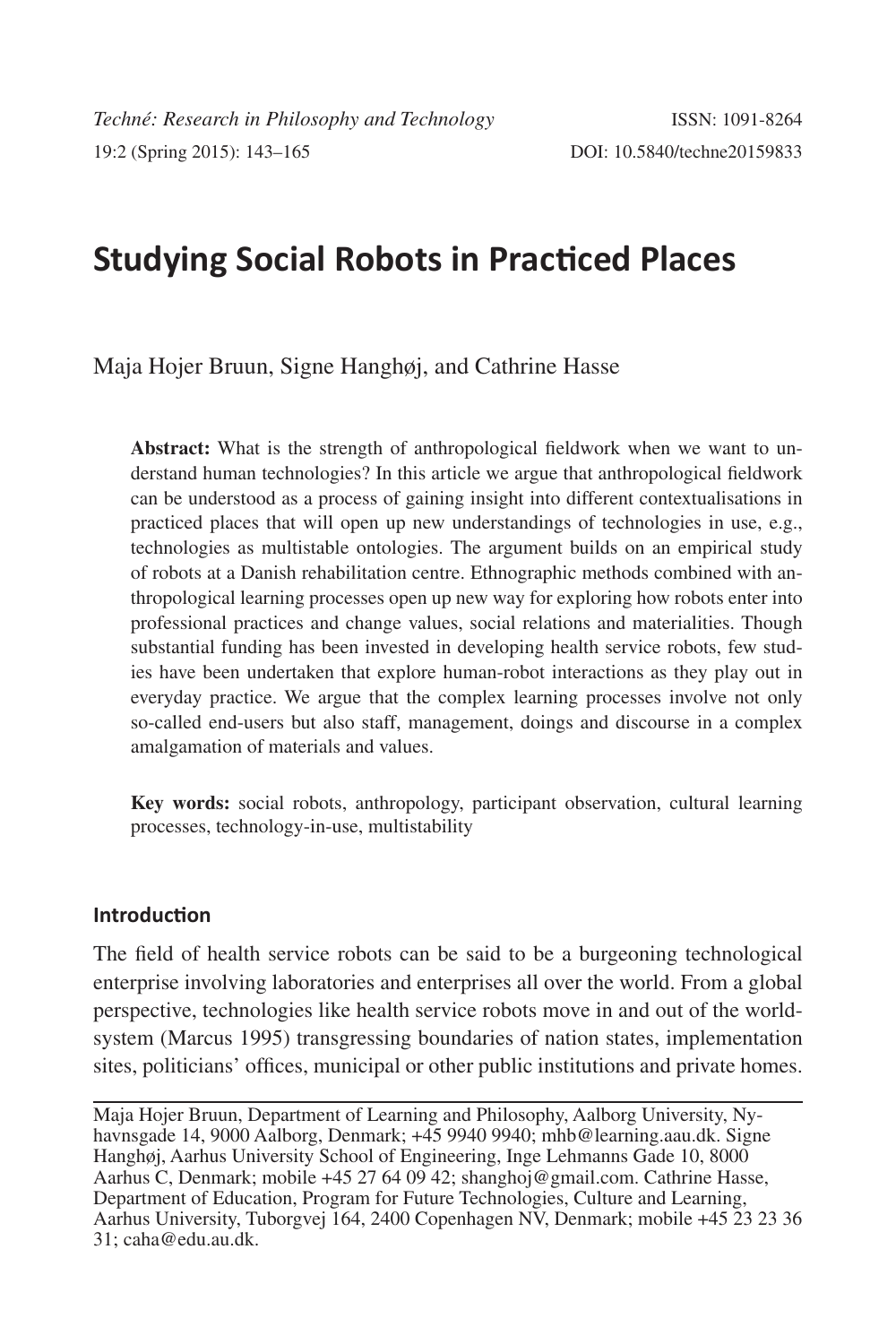# Studying Social Robots in Practiced Places

Maja Hojer Bruun, Signe Hanghøj, and Cathrine Hasse

**Abstract:** What is the strength of anthropological fieldwork when we want to understand human technologies? In this article we argue that anthropological fieldwork can be understood as a process of gaining insight into different contextualisations in practiced places that will open up new understandings of technologies in use, e.g., technologies as multistable ontologies. The argument builds on an empirical study of robots at a Danish rehabilitation centre. Ethnographic methods combined with anthropological learning processes open up new way for exploring how robots enter into professional practices and change values, social relations and materialities. Though substantial funding has been invested in developing health service robots, few studies have been undertaken that explore human-robot interactions as they play out in everyday practice. We argue that the complex learning processes involve not only so-called end-users but also staff, management, doings and discourse in a complex amalgamation of materials and values.

**Key words:** social robots, anthropology, participant observation, cultural learning processes, technology-in-use, multistability

## Introduction

The field of health service robots can be said to be a burgeoning technological enterprise involving laboratories and enterprises all over the world. From a global perspective, technologies like health service robots move in and out of the world-system (Marcus 1995) transgressing boundaries of nation states, implementation sites, politicians' offices, municipal or other public institutions and private homes.

---

Maja Hojer Bruun, Department of Learning and Philosophy, Aalborg University, Nyhavnsgade 14, 9000 Aalborg, Denmark; +45 9940 9940; mhb@learning.aau.dk. Signe Hanghøj, Aarhus University School of Engineering, Inge Lehmanns Gade 10, 8000 Aarhus C, Denmark; mobile +45 27 64 09 42; shanghoj@gmail.com. Cathrine Hasse, Department of Education, Program for Future Technologies, Culture and Learning, Aarhus University, Tuborgvej 164, 2400 Copenhagen NV, Denmark; mobile +45 23 23 36 31; caha@edu.au.dk.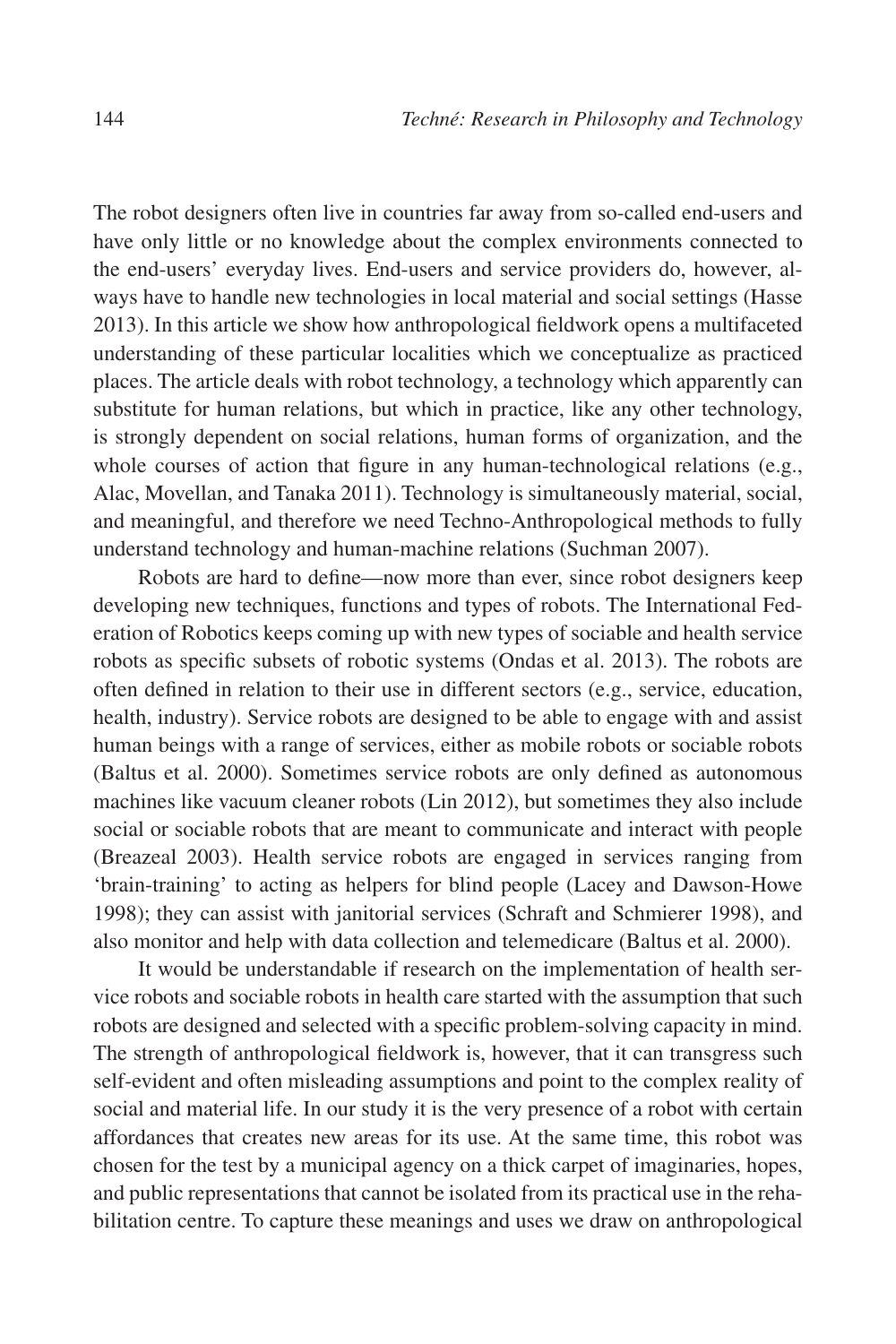The robot designers often live in countries far away from so-called end-users and have only little or no knowledge about the complex environments connected to the end-users' everyday lives. End-users and service providers do, however, always have to handle new technologies in local material and social settings (Hasse 2013). In this article we show how anthropological fieldwork opens a multifaceted understanding of these particular localities which we conceptualize as practiced places. The article deals with robot technology, a technology which apparently can substitute for human relations, but which in practice, like any other technology, is strongly dependent on social relations, human forms of organization, and the whole courses of action that figure in any human-technological relations (e.g., Alac, Movellan, and Tanaka 2011). Technology is simultaneously material, social, and meaningful, and therefore we need Techno-Anthropological methods to fully understand technology and human-machine relations (Suchman 2007).

Robots are hard to define—now more than ever, since robot designers keep developing new techniques, functions and types of robots. The International Federation of Robotics keeps coming up with new types of sociable and health service robots as specific subsets of robotic systems (Ondas et al. 2013). The robots are often defined in relation to their use in different sectors (e.g., service, education, health, industry). Service robots are designed to be able to engage with and assist human beings with a range of services, either as mobile robots or sociable robots (Baltus et al. 2000). Sometimes service robots are only defined as autonomous machines like vacuum cleaner robots (Lin 2012), but sometimes they also include social or sociable robots that are meant to communicate and interact with people (Breazeal 2003). Health service robots are engaged in services ranging from 'brain-training' to acting as helpers for blind people (Lacey and Dawson-Howe 1998); they can assist with janitorial services (Schraft and Schmierer 1998), and also monitor and help with data collection and telemedicare (Baltus et al. 2000).

It would be understandable if research on the implementation of health service robots and sociable robots in health care started with the assumption that such robots are designed and selected with a specific problem-solving capacity in mind. The strength of anthropological fieldwork is, however, that it can transgress such self-evident and often misleading assumptions and point to the complex reality of social and material life. In our study it is the very presence of a robot with certain affordances that creates new areas for its use. At the same time, this robot was chosen for the test by a municipal agency on a thick carpet of imaginaries, hopes, and public representations that cannot be isolated from its practical use in the rehabilitation centre. To capture these meanings and uses we draw on anthropological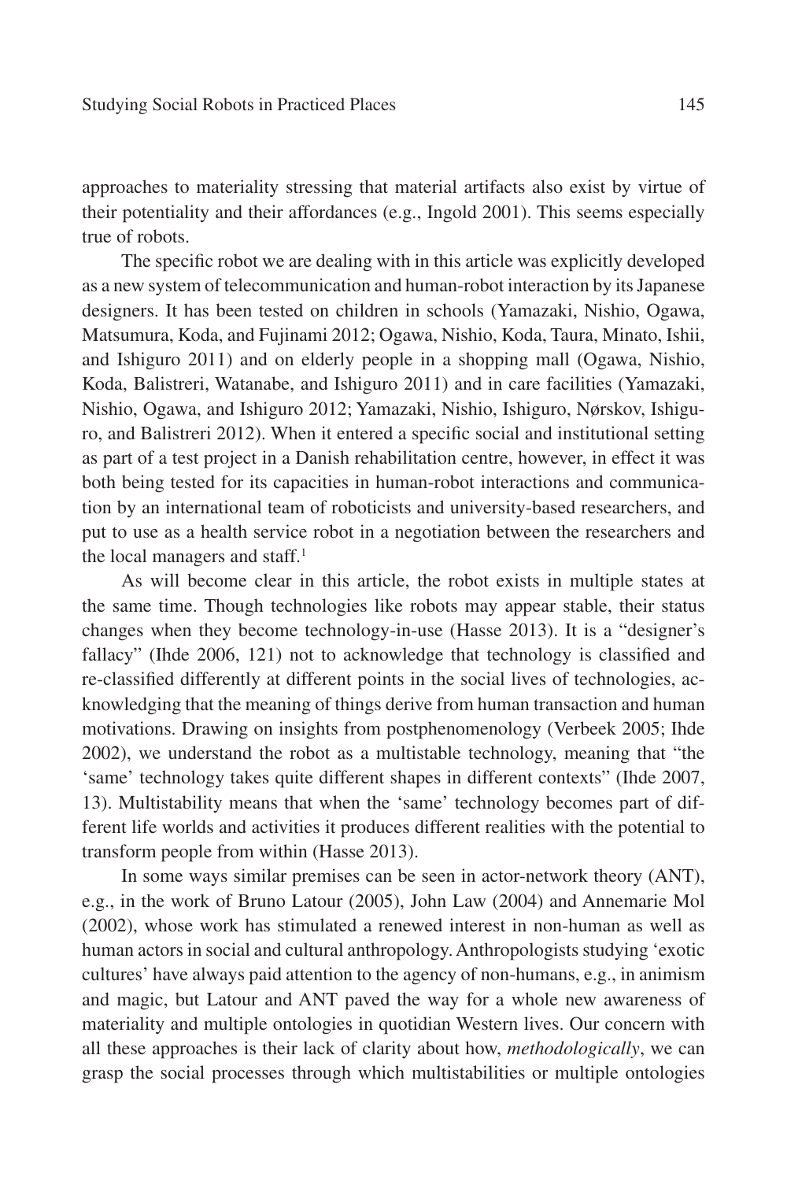approaches to materiality stressing that material artifacts also exist by virtue of their potentiality and their affordances (e.g., Ingold 2001). This seems especially true of robots.

The specific robot we are dealing with in this article was explicitly developed as a new system of telecommunication and human-robot interaction by its Japanese designers. It has been tested on children in schools (Yamazaki, Nishio, Ogawa, Matsumura, Koda, and Fujinami 2012; Ogawa, Nishio, Koda, Taura, Minato, Ishii, and Ishiguro 2011) and on elderly people in a shopping mall (Ogawa, Nishio, Koda, Balistreri, Watanabe, and Ishiguro 2011) and in care facilities (Yamazaki, Nishio, Ogawa, and Ishiguro 2012; Yamazaki, Nishio, Ishiguro, Nørskov, Ishiguro, and Balistreri 2012). When it entered a specific social and institutional setting as part of a test project in a Danish rehabilitation centre, however, in effect it was both being tested for its capacities in human-robot interactions and communication by an international team of roboticists and university-based researchers, and put to use as a health service robot in a negotiation between the researchers and the local managers and staff.[1]

As will become clear in this article, the robot exists in multiple states at the same time. Though technologies like robots may appear stable, their status changes when they become technology-in-use (Hasse 2013). It is a "designer's fallacy" (Ihde 2006, 121) not to acknowledge that technology is classified and re-classified differently at different points in the social lives of technologies, acknowledging that the meaning of things derive from human transaction and human motivations. Drawing on insights from postphenomenology (Verbeek 2005; Ihde 2002), we understand the robot as a multistable technology, meaning that "the 'same' technology takes quite different shapes in different contexts" (Ihde 2007, 13). Multistability means that when the 'same' technology becomes part of different life worlds and activities it produces different realities with the potential to transform people from within (Hasse 2013).

In some ways similar premises can be seen in actor-network theory (ANT), e.g., in the work of Bruno Latour (2005), John Law (2004) and Annemarie Mol (2002), whose work has stimulated a renewed interest in non-human as well as human actors in social and cultural anthropology. Anthropologists studying 'exotic cultures' have always paid attention to the agency of non-humans, e.g., in animism and magic, but Latour and ANT paved the way for a whole new awareness of materiality and multiple ontologies in quotidian Western lives. Our concern with all these approaches is their lack of clarity about how, *methodologically*, we can grasp the social processes through which multistabilities or multiple ontologies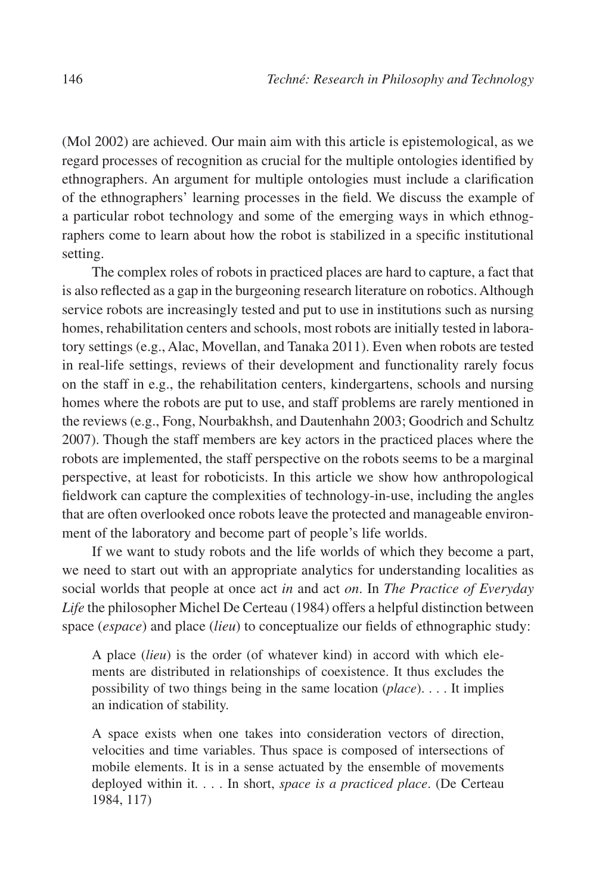(Mol 2002) are achieved. Our main aim with this article is epistemological, as we regard processes of recognition as crucial for the multiple ontologies identified by ethnographers. An argument for multiple ontologies must include a clarification of the ethnographers' learning processes in the field. We discuss the example of a particular robot technology and some of the emerging ways in which ethnographers come to learn about how the robot is stabilized in a specific institutional setting.

The complex roles of robots in practiced places are hard to capture, a fact that is also reflected as a gap in the burgeoning research literature on robotics. Although service robots are increasingly tested and put to use in institutions such as nursing homes, rehabilitation centers and schools, most robots are initially tested in laboratory settings (e.g., Alac, Movellan, and Tanaka 2011). Even when robots are tested in real-life settings, reviews of their development and functionality rarely focus on the staff in e.g., the rehabilitation centers, kindergartens, schools and nursing homes where the robots are put to use, and staff problems are rarely mentioned in the reviews (e.g., Fong, Nourbakhsh, and Dautenhahn 2003; Goodrich and Schultz 2007). Though the staff members are key actors in the practiced places where the robots are implemented, the staff perspective on the robots seems to be a marginal perspective, at least for roboticists. In this article we show how anthropological fieldwork can capture the complexities of technology-in-use, including the angles that are often overlooked once robots leave the protected and manageable environment of the laboratory and become part of people's life worlds.

If we want to study robots and the life worlds of which they become a part, we need to start out with an appropriate analytics for understanding localities as social worlds that people at once act *in* and act *on*. In *The Practice of Everyday Life* the philosopher Michel De Certeau (1984) offers a helpful distinction between space (*espace*) and place (*lieu*) to conceptualize our fields of ethnographic study:

> A place (*lieu*) is the order (of whatever kind) in accord with which elements are distributed in relationships of coexistence. It thus excludes the possibility of two things being in the same location (*place*). . . . It implies an indication of stability.
>
> A space exists when one takes into consideration vectors of direction, velocities and time variables. Thus space is composed of intersections of mobile elements. It is in a sense actuated by the ensemble of movements deployed within it. . . . In short, *space is a practiced place*. (De Certeau 1984, 117)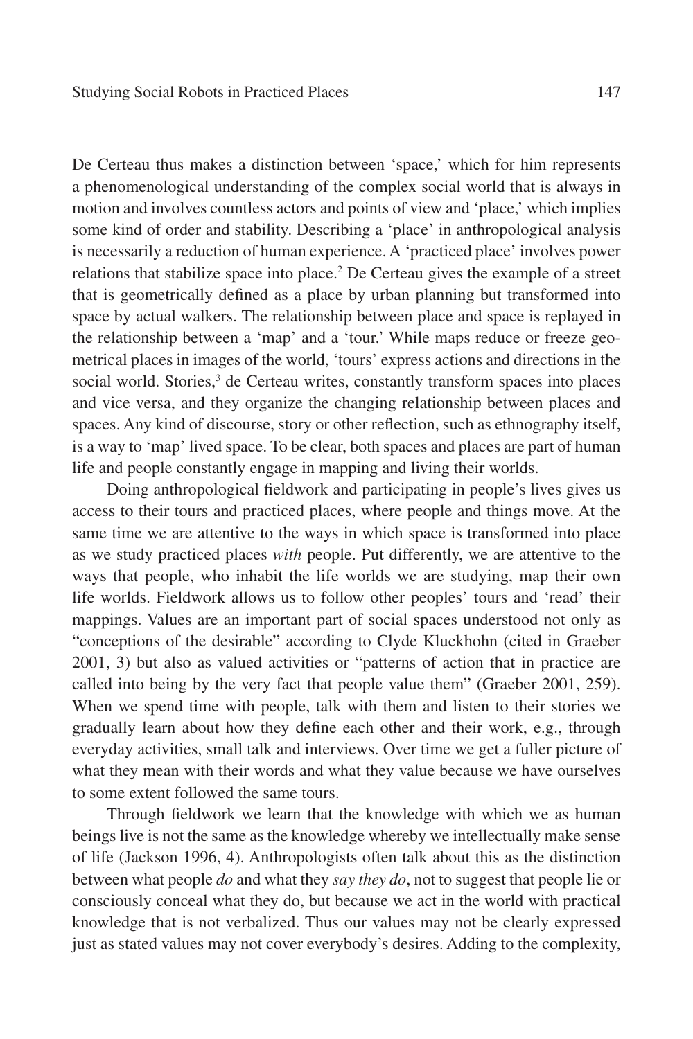De Certeau thus makes a distinction between 'space,' which for him represents a phenomenological understanding of the complex social world that is always in motion and involves countless actors and points of view and 'place,' which implies some kind of order and stability. Describing a 'place' in anthropological analysis is necessarily a reduction of human experience. A 'practiced place' involves power relations that stabilize space into place.[2] De Certeau gives the example of a street that is geometrically defined as a place by urban planning but transformed into space by actual walkers. The relationship between place and space is replayed in the relationship between a 'map' and a 'tour.' While maps reduce or freeze geometrical places in images of the world, 'tours' express actions and directions in the social world. Stories,[3] de Certeau writes, constantly transform spaces into places and vice versa, and they organize the changing relationship between places and spaces. Any kind of discourse, story or other reflection, such as ethnography itself, is a way to 'map' lived space. To be clear, both spaces and places are part of human life and people constantly engage in mapping and living their worlds.

Doing anthropological fieldwork and participating in people's lives gives us access to their tours and practiced places, where people and things move. At the same time we are attentive to the ways in which space is transformed into place as we study practiced places *with* people. Put differently, we are attentive to the ways that people, who inhabit the life worlds we are studying, map their own life worlds. Fieldwork allows us to follow other peoples' tours and 'read' their mappings. Values are an important part of social spaces understood not only as "conceptions of the desirable" according to Clyde Kluckhohn (cited in Graeber 2001, 3) but also as valued activities or "patterns of action that in practice are called into being by the very fact that people value them" (Graeber 2001, 259). When we spend time with people, talk with them and listen to their stories we gradually learn about how they define each other and their work, e.g., through everyday activities, small talk and interviews. Over time we get a fuller picture of what they mean with their words and what they value because we have ourselves to some extent followed the same tours.

Through fieldwork we learn that the knowledge with which we as human beings live is not the same as the knowledge whereby we intellectually make sense of life (Jackson 1996, 4). Anthropologists often talk about this as the distinction between what people *do* and what they *say they do*, not to suggest that people lie or consciously conceal what they do, but because we act in the world with practical knowledge that is not verbalized. Thus our values may not be clearly expressed just as stated values may not cover everybody's desires. Adding to the complexity,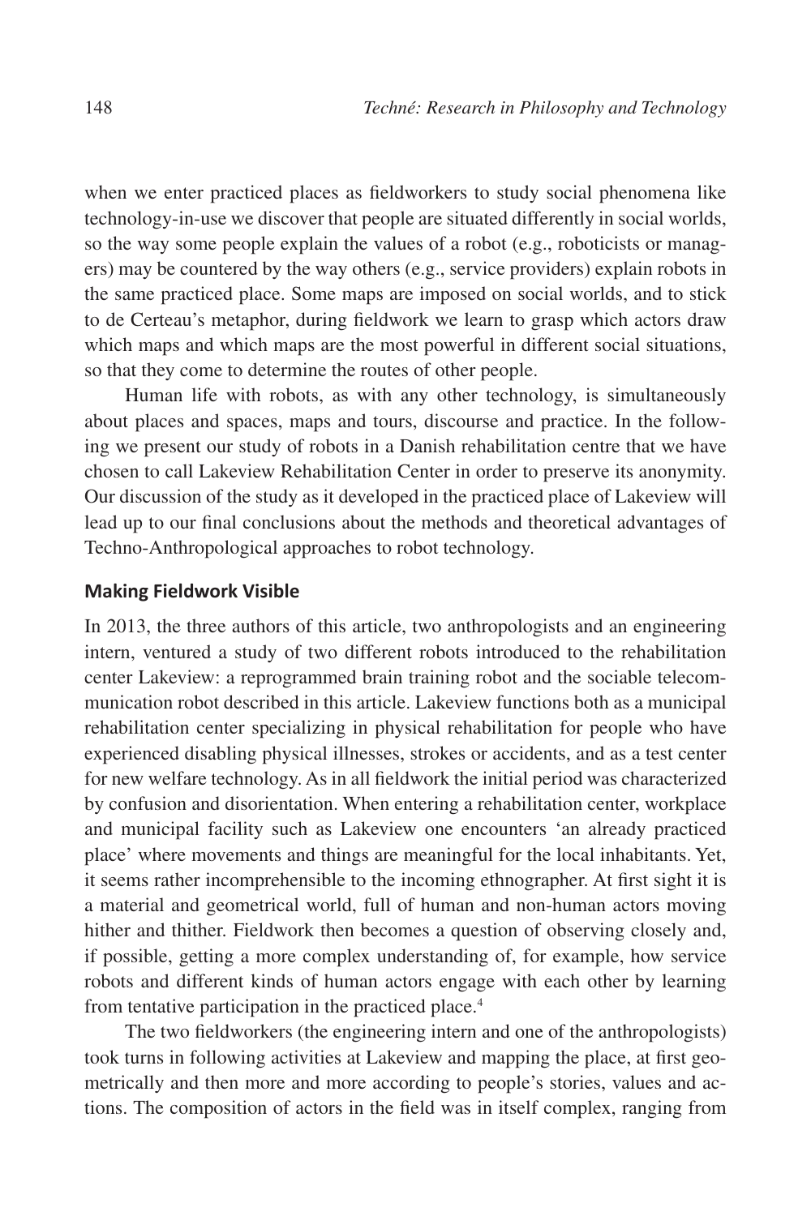when we enter practiced places as fieldworkers to study social phenomena like technology-in-use we discover that people are situated differently in social worlds, so the way some people explain the values of a robot (e.g., roboticists or managers) may be countered by the way others (e.g., service providers) explain robots in the same practiced place. Some maps are imposed on social worlds, and to stick to de Certeau's metaphor, during fieldwork we learn to grasp which actors draw which maps and which maps are the most powerful in different social situations, so that they come to determine the routes of other people.

Human life with robots, as with any other technology, is simultaneously about places and spaces, maps and tours, discourse and practice. In the following we present our study of robots in a Danish rehabilitation centre that we have chosen to call Lakeview Rehabilitation Center in order to preserve its anonymity. Our discussion of the study as it developed in the practiced place of Lakeview will lead up to our final conclusions about the methods and theoretical advantages of Techno-Anthropological approaches to robot technology.

## Making Fieldwork Visible

In 2013, the three authors of this article, two anthropologists and an engineering intern, ventured a study of two different robots introduced to the rehabilitation center Lakeview: a reprogrammed brain training robot and the sociable telecommunication robot described in this article. Lakeview functions both as a municipal rehabilitation center specializing in physical rehabilitation for people who have experienced disabling physical illnesses, strokes or accidents, and as a test center for new welfare technology. As in all fieldwork the initial period was characterized by confusion and disorientation. When entering a rehabilitation center, workplace and municipal facility such as Lakeview one encounters 'an already practiced place' where movements and things are meaningful for the local inhabitants. Yet, it seems rather incomprehensible to the incoming ethnographer. At first sight it is a material and geometrical world, full of human and non-human actors moving hither and thither. Fieldwork then becomes a question of observing closely and, if possible, getting a more complex understanding of, for example, how service robots and different kinds of human actors engage with each other by learning from tentative participation in the practiced place.[4]

The two fieldworkers (the engineering intern and one of the anthropologists) took turns in following activities at Lakeview and mapping the place, at first geometrically and then more and more according to people's stories, values and actions. The composition of actors in the field was in itself complex, ranging from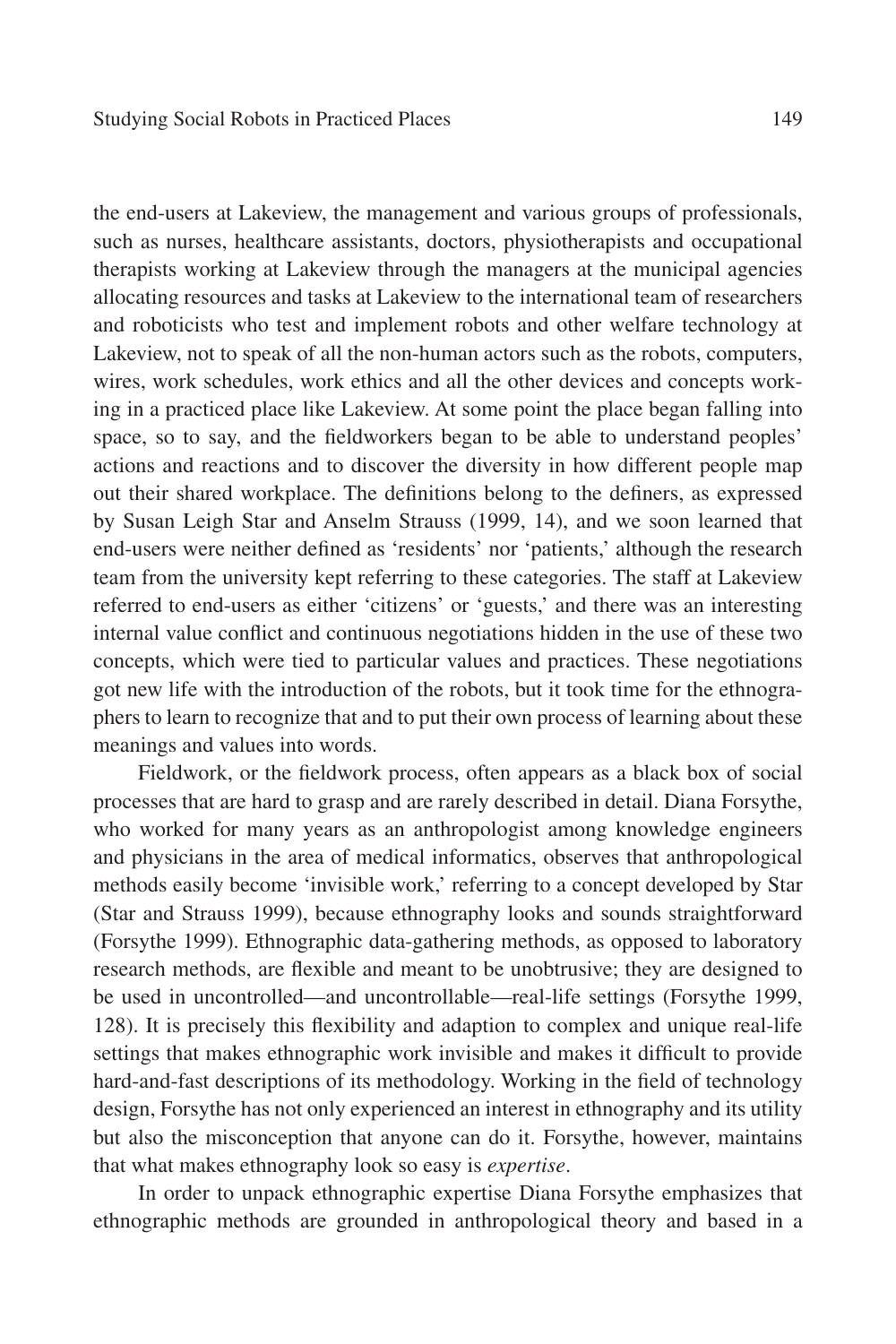the end-users at Lakeview, the management and various groups of professionals, such as nurses, healthcare assistants, doctors, physiotherapists and occupational therapists working at Lakeview through the managers at the municipal agencies allocating resources and tasks at Lakeview to the international team of researchers and roboticists who test and implement robots and other welfare technology at Lakeview, not to speak of all the non-human actors such as the robots, computers, wires, work schedules, work ethics and all the other devices and concepts working in a practiced place like Lakeview. At some point the place began falling into space, so to say, and the fieldworkers began to be able to understand peoples' actions and reactions and to discover the diversity in how different people map out their shared workplace. The definitions belong to the definers, as expressed by Susan Leigh Star and Anselm Strauss (1999, 14), and we soon learned that end-users were neither defined as 'residents' nor 'patients,' although the research team from the university kept referring to these categories. The staff at Lakeview referred to end-users as either 'citizens' or 'guests,' and there was an interesting internal value conflict and continuous negotiations hidden in the use of these two concepts, which were tied to particular values and practices. These negotiations got new life with the introduction of the robots, but it took time for the ethnographers to learn to recognize that and to put their own process of learning about these meanings and values into words.

Fieldwork, or the fieldwork process, often appears as a black box of social processes that are hard to grasp and are rarely described in detail. Diana Forsythe, who worked for many years as an anthropologist among knowledge engineers and physicians in the area of medical informatics, observes that anthropological methods easily become 'invisible work,' referring to a concept developed by Star (Star and Strauss 1999), because ethnography looks and sounds straightforward (Forsythe 1999). Ethnographic data-gathering methods, as opposed to laboratory research methods, are flexible and meant to be unobtrusive; they are designed to be used in uncontrolled—and uncontrollable—real-life settings (Forsythe 1999, 128). It is precisely this flexibility and adaption to complex and unique real-life settings that makes ethnographic work invisible and makes it difficult to provide hard-and-fast descriptions of its methodology. Working in the field of technology design, Forsythe has not only experienced an interest in ethnography and its utility but also the misconception that anyone can do it. Forsythe, however, maintains that what makes ethnography look so easy is *expertise*.

In order to unpack ethnographic expertise Diana Forsythe emphasizes that ethnographic methods are grounded in anthropological theory and based in a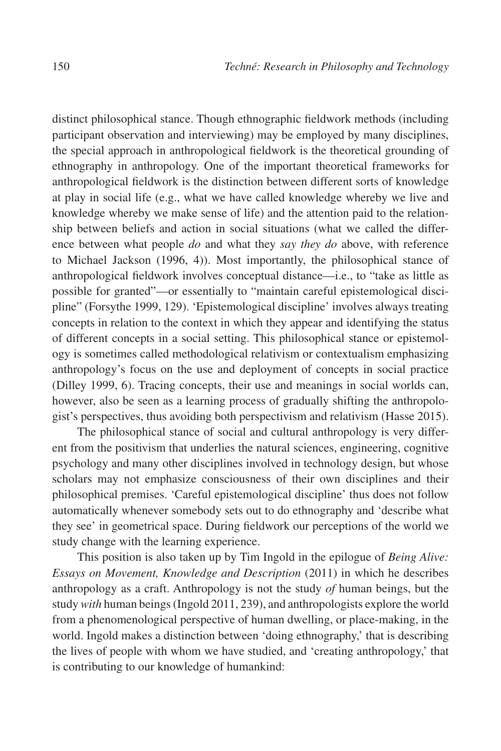distinct philosophical stance. Though ethnographic fieldwork methods (including participant observation and interviewing) may be employed by many disciplines, the special approach in anthropological fieldwork is the theoretical grounding of ethnography in anthropology. One of the important theoretical frameworks for anthropological fieldwork is the distinction between different sorts of knowledge at play in social life (e.g., what we have called knowledge whereby we live and knowledge whereby we make sense of life) and the attention paid to the relationship between beliefs and action in social situations (what we called the difference between what people *do* and what they *say they do* above, with reference to Michael Jackson (1996, 4)). Most importantly, the philosophical stance of anthropological fieldwork involves conceptual distance—i.e., to "take as little as possible for granted"—or essentially to "maintain careful epistemological discipline" (Forsythe 1999, 129). 'Epistemological discipline' involves always treating concepts in relation to the context in which they appear and identifying the status of different concepts in a social setting. This philosophical stance or epistemology is sometimes called methodological relativism or contextualism emphasizing anthropology's focus on the use and deployment of concepts in social practice (Dilley 1999, 6). Tracing concepts, their use and meanings in social worlds can, however, also be seen as a learning process of gradually shifting the anthropologist's perspectives, thus avoiding both perspectivism and relativism (Hasse 2015).

The philosophical stance of social and cultural anthropology is very different from the positivism that underlies the natural sciences, engineering, cognitive psychology and many other disciplines involved in technology design, but whose scholars may not emphasize consciousness of their own disciplines and their philosophical premises. 'Careful epistemological discipline' thus does not follow automatically whenever somebody sets out to do ethnography and 'describe what they see' in geometrical space. During fieldwork our perceptions of the world we study change with the learning experience.

This position is also taken up by Tim Ingold in the epilogue of *Being Alive: Essays on Movement, Knowledge and Description* (2011) in which he describes anthropology as a craft. Anthropology is not the study *of* human beings, but the study *with* human beings (Ingold 2011, 239), and anthropologists explore the world from a phenomenological perspective of human dwelling, or place-making, in the world. Ingold makes a distinction between 'doing ethnography,' that is describing the lives of people with whom we have studied, and 'creating anthropology,' that is contributing to our knowledge of humankind: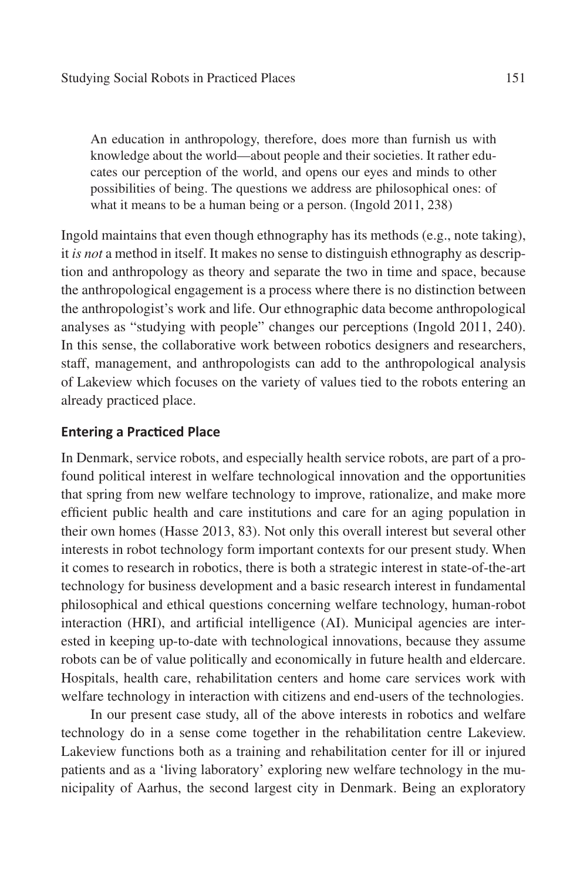> An education in anthropology, therefore, does more than furnish us with knowledge about the world—about people and their societies. It rather educates our perception of the world, and opens our eyes and minds to other possibilities of being. The questions we address are philosophical ones: of what it means to be a human being or a person. (Ingold 2011, 238)

Ingold maintains that even though ethnography has its methods (e.g., note taking), it *is not* a method in itself. It makes no sense to distinguish ethnography as description and anthropology as theory and separate the two in time and space, because the anthropological engagement is a process where there is no distinction between the anthropologist's work and life. Our ethnographic data become anthropological analyses as "studying with people" changes our perceptions (Ingold 2011, 240). In this sense, the collaborative work between robotics designers and researchers, staff, management, and anthropologists can add to the anthropological analysis of Lakeview which focuses on the variety of values tied to the robots entering an already practiced place.

### Entering a Practiced Place

In Denmark, service robots, and especially health service robots, are part of a profound political interest in welfare technological innovation and the opportunities that spring from new welfare technology to improve, rationalize, and make more efficient public health and care institutions and care for an aging population in their own homes (Hasse 2013, 83). Not only this overall interest but several other interests in robot technology form important contexts for our present study. When it comes to research in robotics, there is both a strategic interest in state-of-the-art technology for business development and a basic research interest in fundamental philosophical and ethical questions concerning welfare technology, human-robot interaction (HRI), and artificial intelligence (AI). Municipal agencies are interested in keeping up-to-date with technological innovations, because they assume robots can be of value politically and economically in future health and eldercare. Hospitals, health care, rehabilitation centers and home care services work with welfare technology in interaction with citizens and end-users of the technologies.

In our present case study, all of the above interests in robotics and welfare technology do in a sense come together in the rehabilitation centre Lakeview. Lakeview functions both as a training and rehabilitation center for ill or injured patients and as a 'living laboratory' exploring new welfare technology in the municipality of Aarhus, the second largest city in Denmark. Being an exploratory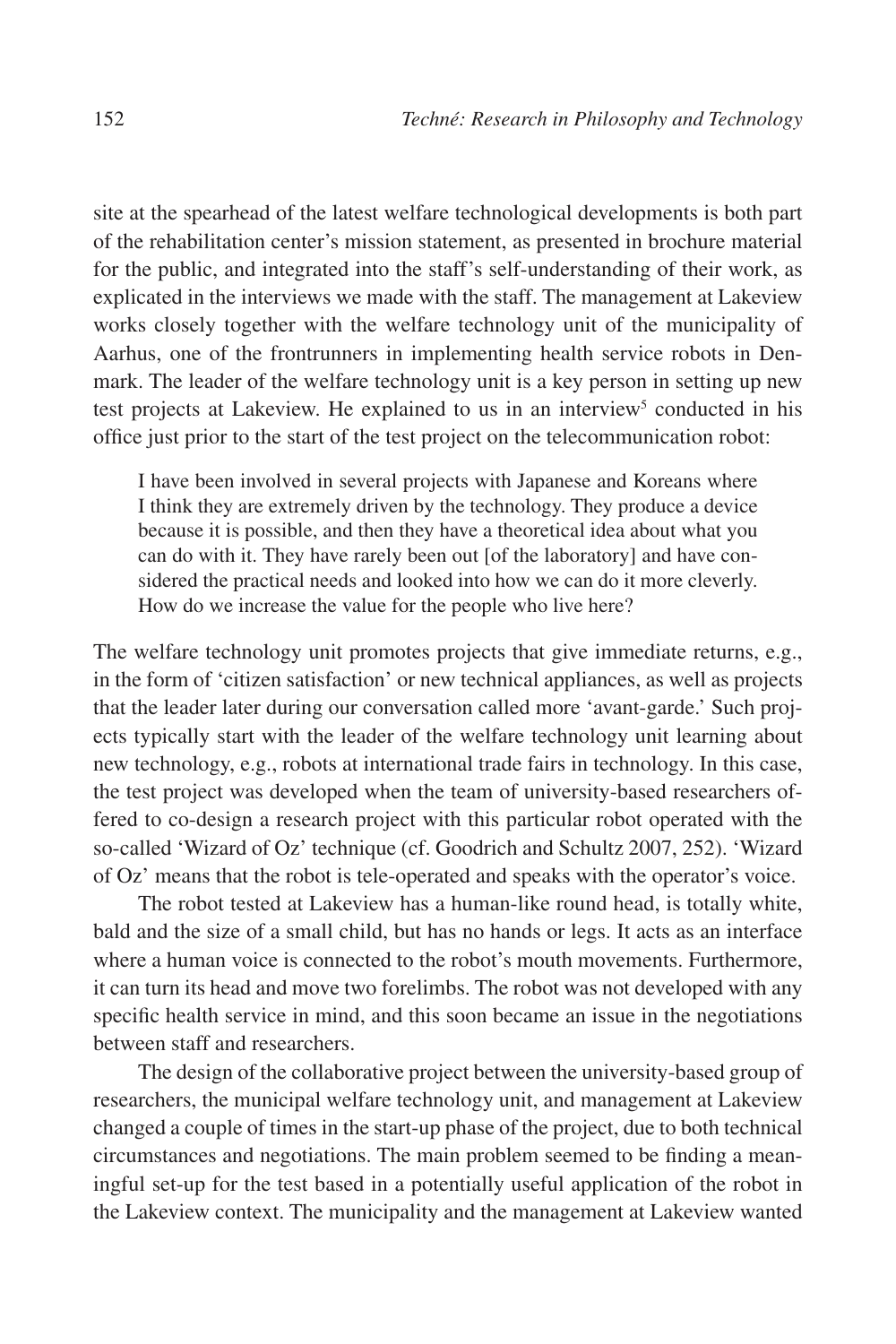site at the spearhead of the latest welfare technological developments is both part of the rehabilitation center's mission statement, as presented in brochure material for the public, and integrated into the staff's self-understanding of their work, as explicated in the interviews we made with the staff. The management at Lakeview works closely together with the welfare technology unit of the municipality of Aarhus, one of the frontrunners in implementing health service robots in Denmark. The leader of the welfare technology unit is a key person in setting up new test projects at Lakeview. He explained to us in an interview[5] conducted in his office just prior to the start of the test project on the telecommunication robot:

> I have been involved in several projects with Japanese and Koreans where I think they are extremely driven by the technology. They produce a device because it is possible, and then they have a theoretical idea about what you can do with it. They have rarely been out [of the laboratory] and have considered the practical needs and looked into how we can do it more cleverly. How do we increase the value for the people who live here?

The welfare technology unit promotes projects that give immediate returns, e.g., in the form of 'citizen satisfaction' or new technical appliances, as well as projects that the leader later during our conversation called more 'avant-garde.' Such projects typically start with the leader of the welfare technology unit learning about new technology, e.g., robots at international trade fairs in technology. In this case, the test project was developed when the team of university-based researchers offered to co-design a research project with this particular robot operated with the so-called 'Wizard of Oz' technique (cf. Goodrich and Schultz 2007, 252). 'Wizard of Oz' means that the robot is tele-operated and speaks with the operator's voice.

The robot tested at Lakeview has a human-like round head, is totally white, bald and the size of a small child, but has no hands or legs. It acts as an interface where a human voice is connected to the robot's mouth movements. Furthermore, it can turn its head and move two forelimbs. The robot was not developed with any specific health service in mind, and this soon became an issue in the negotiations between staff and researchers.

The design of the collaborative project between the university-based group of researchers, the municipal welfare technology unit, and management at Lakeview changed a couple of times in the start-up phase of the project, due to both technical circumstances and negotiations. The main problem seemed to be finding a meaningful set-up for the test based in a potentially useful application of the robot in the Lakeview context. The municipality and the management at Lakeview wanted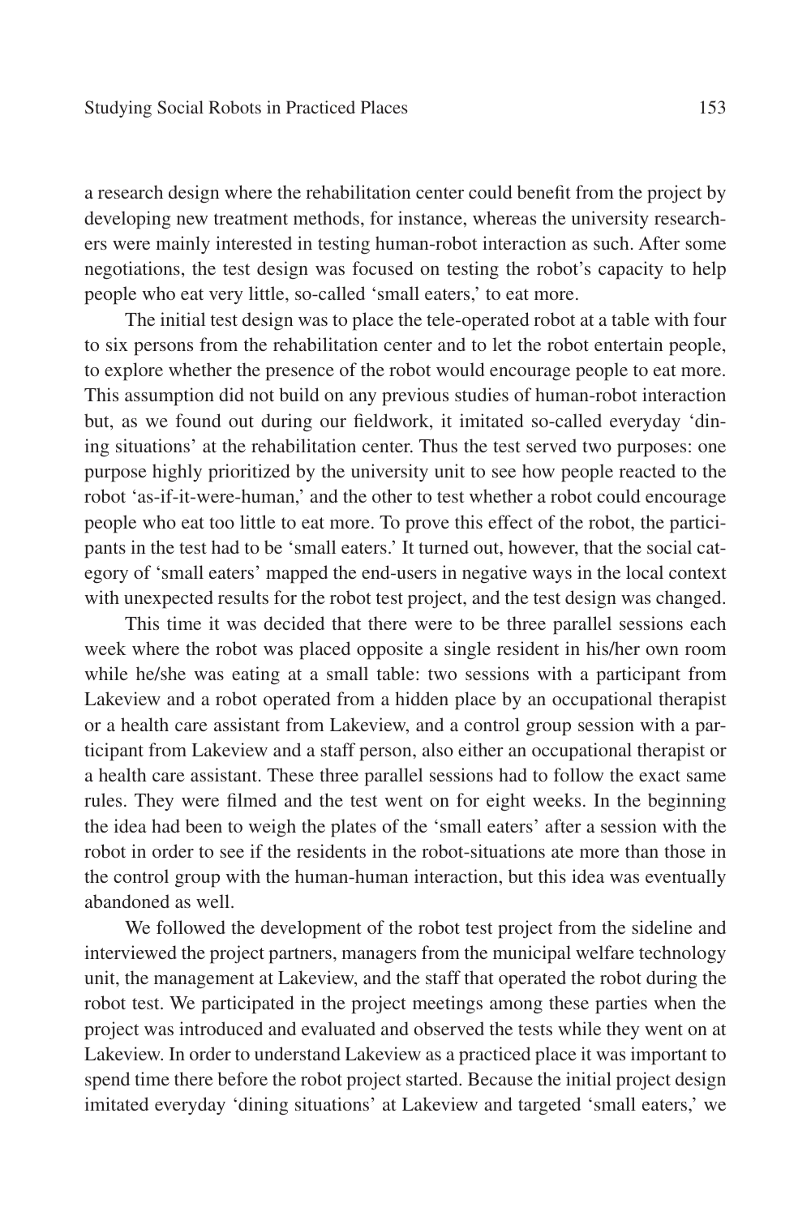a research design where the rehabilitation center could benefit from the project by developing new treatment methods, for instance, whereas the university researchers were mainly interested in testing human-robot interaction as such. After some negotiations, the test design was focused on testing the robot's capacity to help people who eat very little, so-called 'small eaters,' to eat more.

The initial test design was to place the tele-operated robot at a table with four to six persons from the rehabilitation center and to let the robot entertain people, to explore whether the presence of the robot would encourage people to eat more. This assumption did not build on any previous studies of human-robot interaction but, as we found out during our fieldwork, it imitated so-called everyday 'dining situations' at the rehabilitation center. Thus the test served two purposes: one purpose highly prioritized by the university unit to see how people reacted to the robot 'as-if-it-were-human,' and the other to test whether a robot could encourage people who eat too little to eat more. To prove this effect of the robot, the participants in the test had to be 'small eaters.' It turned out, however, that the social category of 'small eaters' mapped the end-users in negative ways in the local context with unexpected results for the robot test project, and the test design was changed.

This time it was decided that there were to be three parallel sessions each week where the robot was placed opposite a single resident in his/her own room while he/she was eating at a small table: two sessions with a participant from Lakeview and a robot operated from a hidden place by an occupational therapist or a health care assistant from Lakeview, and a control group session with a participant from Lakeview and a staff person, also either an occupational therapist or a health care assistant. These three parallel sessions had to follow the exact same rules. They were filmed and the test went on for eight weeks. In the beginning the idea had been to weigh the plates of the 'small eaters' after a session with the robot in order to see if the residents in the robot-situations ate more than those in the control group with the human-human interaction, but this idea was eventually abandoned as well.

We followed the development of the robot test project from the sideline and interviewed the project partners, managers from the municipal welfare technology unit, the management at Lakeview, and the staff that operated the robot during the robot test. We participated in the project meetings among these parties when the project was introduced and evaluated and observed the tests while they went on at Lakeview. In order to understand Lakeview as a practiced place it was important to spend time there before the robot project started. Because the initial project design imitated everyday 'dining situations' at Lakeview and targeted 'small eaters,' we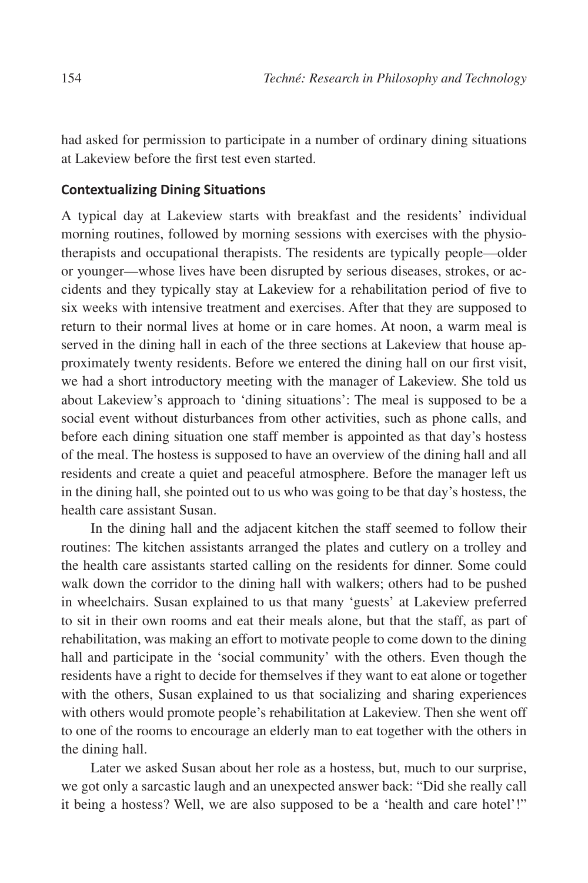had asked for permission to participate in a number of ordinary dining situations at Lakeview before the first test even started.

### Contextualizing Dining Situations

A typical day at Lakeview starts with breakfast and the residents' individual morning routines, followed by morning sessions with exercises with the physiotherapists and occupational therapists. The residents are typically people—older or younger—whose lives have been disrupted by serious diseases, strokes, or accidents and they typically stay at Lakeview for a rehabilitation period of five to six weeks with intensive treatment and exercises. After that they are supposed to return to their normal lives at home or in care homes. At noon, a warm meal is served in the dining hall in each of the three sections at Lakeview that house approximately twenty residents. Before we entered the dining hall on our first visit, we had a short introductory meeting with the manager of Lakeview. She told us about Lakeview's approach to 'dining situations': The meal is supposed to be a social event without disturbances from other activities, such as phone calls, and before each dining situation one staff member is appointed as that day's hostess of the meal. The hostess is supposed to have an overview of the dining hall and all residents and create a quiet and peaceful atmosphere. Before the manager left us in the dining hall, she pointed out to us who was going to be that day's hostess, the health care assistant Susan.

In the dining hall and the adjacent kitchen the staff seemed to follow their routines: The kitchen assistants arranged the plates and cutlery on a trolley and the health care assistants started calling on the residents for dinner. Some could walk down the corridor to the dining hall with walkers; others had to be pushed in wheelchairs. Susan explained to us that many 'guests' at Lakeview preferred to sit in their own rooms and eat their meals alone, but that the staff, as part of rehabilitation, was making an effort to motivate people to come down to the dining hall and participate in the 'social community' with the others. Even though the residents have a right to decide for themselves if they want to eat alone or together with the others, Susan explained to us that socializing and sharing experiences with others would promote people's rehabilitation at Lakeview. Then she went off to one of the rooms to encourage an elderly man to eat together with the others in the dining hall.

Later we asked Susan about her role as a hostess, but, much to our surprise, we got only a sarcastic laugh and an unexpected answer back: "Did she really call it being a hostess? Well, we are also supposed to be a 'health and care hotel'!"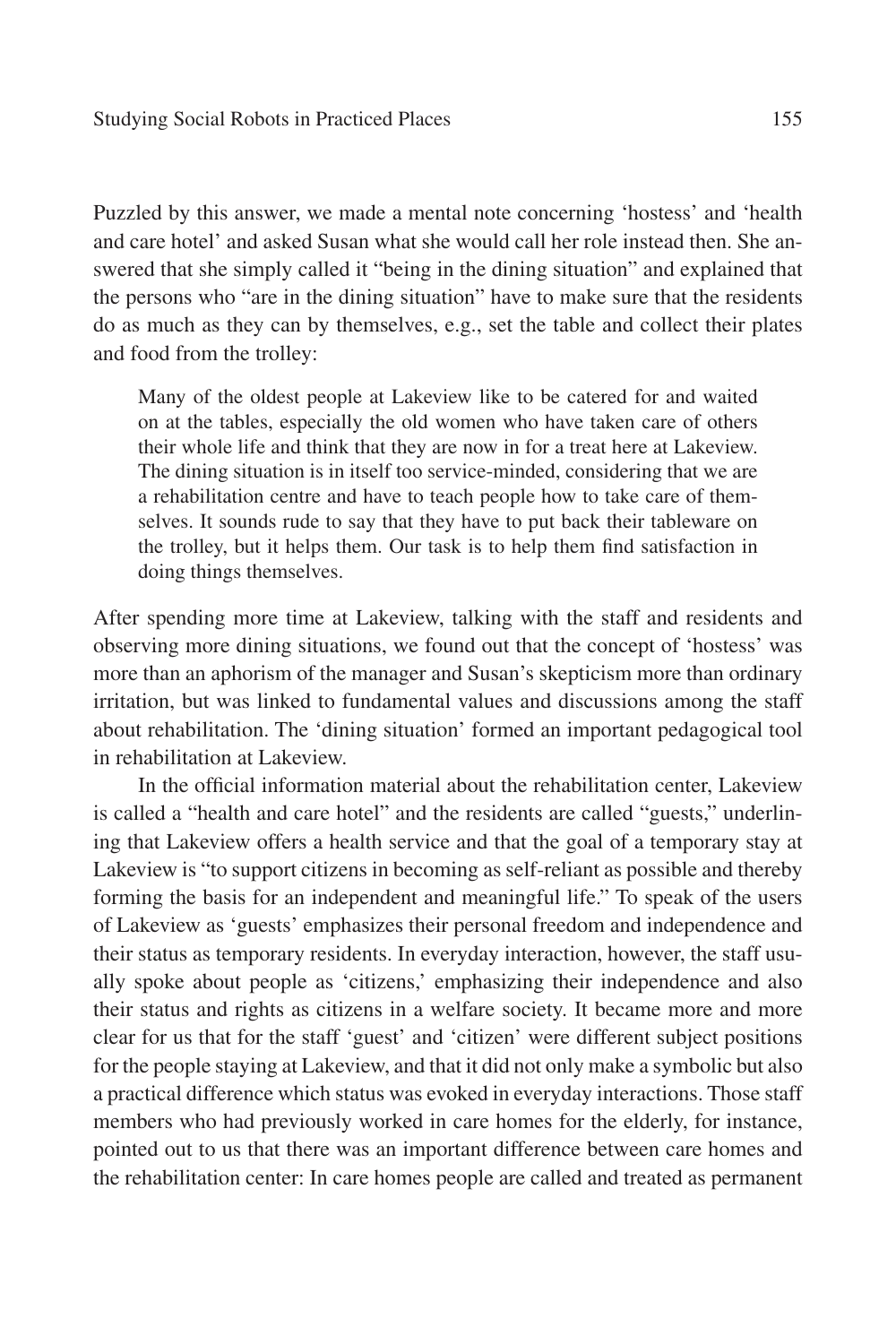Puzzled by this answer, we made a mental note concerning 'hostess' and 'health and care hotel' and asked Susan what she would call her role instead then. She answered that she simply called it "being in the dining situation" and explained that the persons who "are in the dining situation" have to make sure that the residents do as much as they can by themselves, e.g., set the table and collect their plates and food from the trolley:

> Many of the oldest people at Lakeview like to be catered for and waited on at the tables, especially the old women who have taken care of others their whole life and think that they are now in for a treat here at Lakeview. The dining situation is in itself too service-minded, considering that we are a rehabilitation centre and have to teach people how to take care of themselves. It sounds rude to say that they have to put back their tableware on the trolley, but it helps them. Our task is to help them find satisfaction in doing things themselves.

After spending more time at Lakeview, talking with the staff and residents and observing more dining situations, we found out that the concept of 'hostess' was more than an aphorism of the manager and Susan's skepticism more than ordinary irritation, but was linked to fundamental values and discussions among the staff about rehabilitation. The 'dining situation' formed an important pedagogical tool in rehabilitation at Lakeview.

In the official information material about the rehabilitation center, Lakeview is called a "health and care hotel" and the residents are called "guests," underlining that Lakeview offers a health service and that the goal of a temporary stay at Lakeview is "to support citizens in becoming as self-reliant as possible and thereby forming the basis for an independent and meaningful life." To speak of the users of Lakeview as 'guests' emphasizes their personal freedom and independence and their status as temporary residents. In everyday interaction, however, the staff usually spoke about people as 'citizens,' emphasizing their independence and also their status and rights as citizens in a welfare society. It became more and more clear for us that for the staff 'guest' and 'citizen' were different subject positions for the people staying at Lakeview, and that it did not only make a symbolic but also a practical difference which status was evoked in everyday interactions. Those staff members who had previously worked in care homes for the elderly, for instance, pointed out to us that there was an important difference between care homes and the rehabilitation center: In care homes people are called and treated as permanent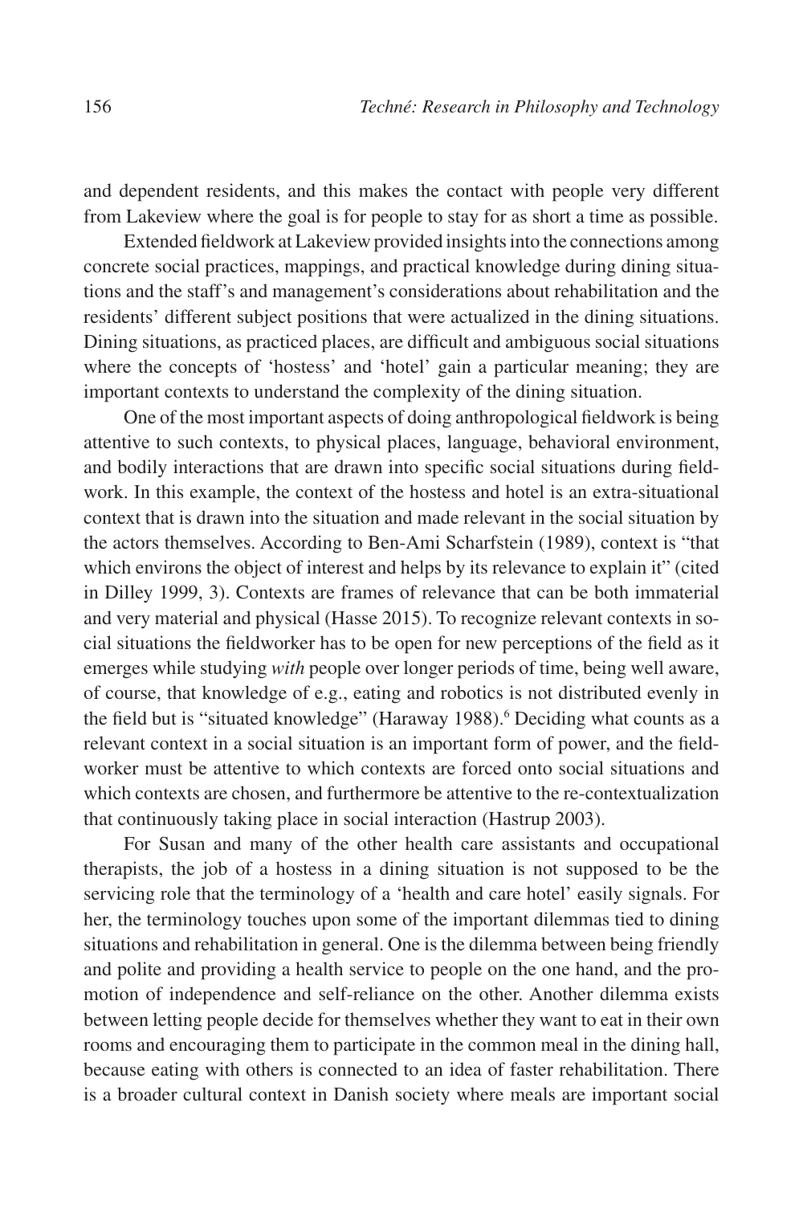and dependent residents, and this makes the contact with people very different from Lakeview where the goal is for people to stay for as short a time as possible.

Extended fieldwork at Lakeview provided insights into the connections among concrete social practices, mappings, and practical knowledge during dining situations and the staff's and management's considerations about rehabilitation and the residents' different subject positions that were actualized in the dining situations. Dining situations, as practiced places, are difficult and ambiguous social situations where the concepts of 'hostess' and 'hotel' gain a particular meaning; they are important contexts to understand the complexity of the dining situation.

One of the most important aspects of doing anthropological fieldwork is being attentive to such contexts, to physical places, language, behavioral environment, and bodily interactions that are drawn into specific social situations during fieldwork. In this example, the context of the hostess and hotel is an extra-situational context that is drawn into the situation and made relevant in the social situation by the actors themselves. According to Ben-Ami Scharfstein (1989), context is "that which environs the object of interest and helps by its relevance to explain it" (cited in Dilley 1999, 3). Contexts are frames of relevance that can be both immaterial and very material and physical (Hasse 2015). To recognize relevant contexts in social situations the fieldworker has to be open for new perceptions of the field as it emerges while studying *with* people over longer periods of time, being well aware, of course, that knowledge of e.g., eating and robotics is not distributed evenly in the field but is "situated knowledge" (Haraway 1988).[6] Deciding what counts as a relevant context in a social situation is an important form of power, and the fieldworker must be attentive to which contexts are forced onto social situations and which contexts are chosen, and furthermore be attentive to the re-contextualization that continuously taking place in social interaction (Hastrup 2003).

For Susan and many of the other health care assistants and occupational therapists, the job of a hostess in a dining situation is not supposed to be the servicing role that the terminology of a 'health and care hotel' easily signals. For her, the terminology touches upon some of the important dilemmas tied to dining situations and rehabilitation in general. One is the dilemma between being friendly and polite and providing a health service to people on the one hand, and the promotion of independence and self-reliance on the other. Another dilemma exists between letting people decide for themselves whether they want to eat in their own rooms and encouraging them to participate in the common meal in the dining hall, because eating with others is connected to an idea of faster rehabilitation. There is a broader cultural context in Danish society where meals are important social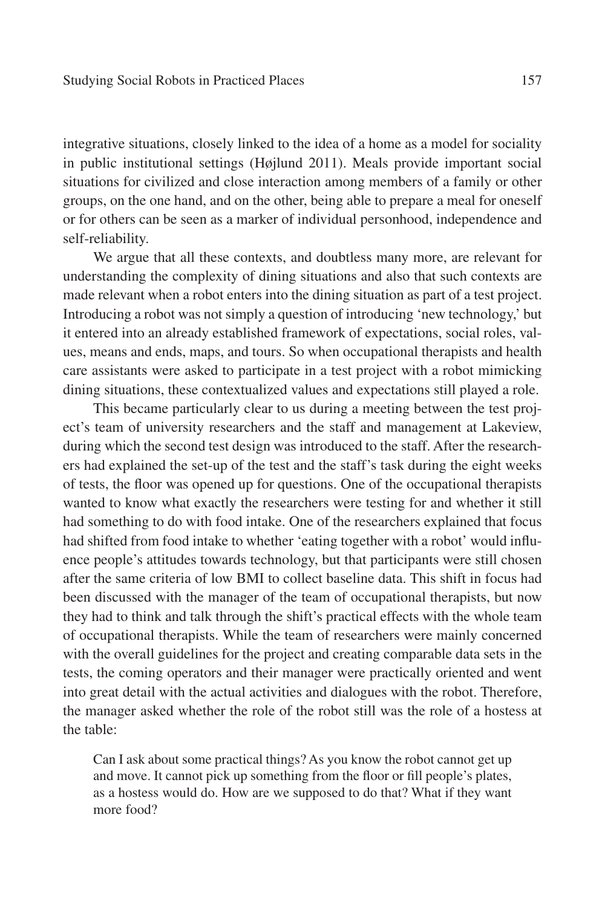integrative situations, closely linked to the idea of a home as a model for sociality in public institutional settings (Højlund 2011). Meals provide important social situations for civilized and close interaction among members of a family or other groups, on the one hand, and on the other, being able to prepare a meal for oneself or for others can be seen as a marker of individual personhood, independence and self-reliability.

We argue that all these contexts, and doubtless many more, are relevant for understanding the complexity of dining situations and also that such contexts are made relevant when a robot enters into the dining situation as part of a test project. Introducing a robot was not simply a question of introducing 'new technology,' but it entered into an already established framework of expectations, social roles, values, means and ends, maps, and tours. So when occupational therapists and health care assistants were asked to participate in a test project with a robot mimicking dining situations, these contextualized values and expectations still played a role.

This became particularly clear to us during a meeting between the test project's team of university researchers and the staff and management at Lakeview, during which the second test design was introduced to the staff. After the researchers had explained the set-up of the test and the staff's task during the eight weeks of tests, the floor was opened up for questions. One of the occupational therapists wanted to know what exactly the researchers were testing for and whether it still had something to do with food intake. One of the researchers explained that focus had shifted from food intake to whether 'eating together with a robot' would influence people's attitudes towards technology, but that participants were still chosen after the same criteria of low BMI to collect baseline data. This shift in focus had been discussed with the manager of the team of occupational therapists, but now they had to think and talk through the shift's practical effects with the whole team of occupational therapists. While the team of researchers were mainly concerned with the overall guidelines for the project and creating comparable data sets in the tests, the coming operators and their manager were practically oriented and went into great detail with the actual activities and dialogues with the robot. Therefore, the manager asked whether the role of the robot still was the role of a hostess at the table:

> Can I ask about some practical things? As you know the robot cannot get up and move. It cannot pick up something from the floor or fill people's plates, as a hostess would do. How are we supposed to do that? What if they want more food?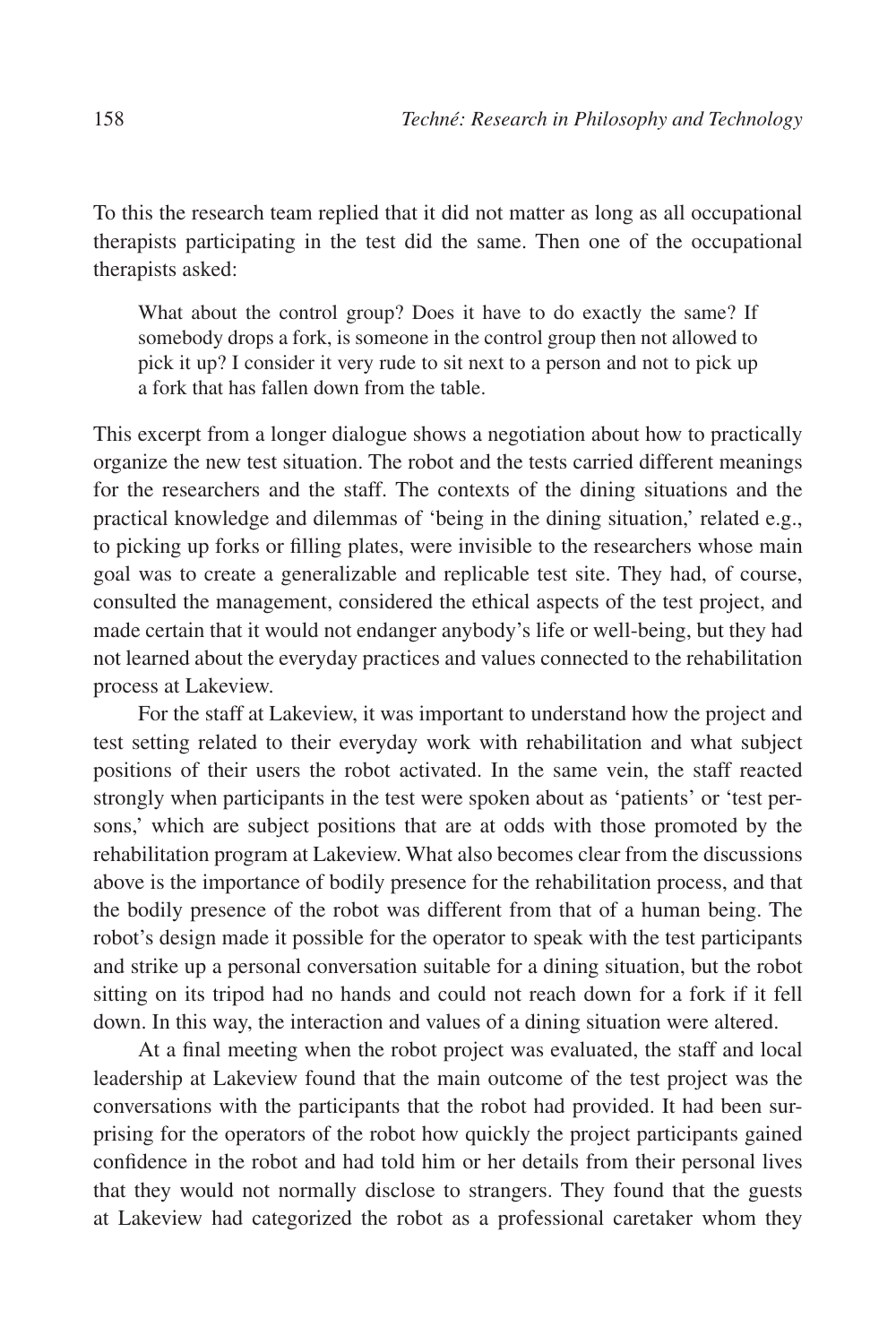To this the research team replied that it did not matter as long as all occupational therapists participating in the test did the same. Then one of the occupational therapists asked:

> What about the control group? Does it have to do exactly the same? If somebody drops a fork, is someone in the control group then not allowed to pick it up? I consider it very rude to sit next to a person and not to pick up a fork that has fallen down from the table.

This excerpt from a longer dialogue shows a negotiation about how to practically organize the new test situation. The robot and the tests carried different meanings for the researchers and the staff. The contexts of the dining situations and the practical knowledge and dilemmas of 'being in the dining situation,' related e.g., to picking up forks or filling plates, were invisible to the researchers whose main goal was to create a generalizable and replicable test site. They had, of course, consulted the management, considered the ethical aspects of the test project, and made certain that it would not endanger anybody's life or well-being, but they had not learned about the everyday practices and values connected to the rehabilitation process at Lakeview.

For the staff at Lakeview, it was important to understand how the project and test setting related to their everyday work with rehabilitation and what subject positions of their users the robot activated. In the same vein, the staff reacted strongly when participants in the test were spoken about as 'patients' or 'test persons,' which are subject positions that are at odds with those promoted by the rehabilitation program at Lakeview. What also becomes clear from the discussions above is the importance of bodily presence for the rehabilitation process, and that the bodily presence of the robot was different from that of a human being. The robot's design made it possible for the operator to speak with the test participants and strike up a personal conversation suitable for a dining situation, but the robot sitting on its tripod had no hands and could not reach down for a fork if it fell down. In this way, the interaction and values of a dining situation were altered.

At a final meeting when the robot project was evaluated, the staff and local leadership at Lakeview found that the main outcome of the test project was the conversations with the participants that the robot had provided. It had been surprising for the operators of the robot how quickly the project participants gained confidence in the robot and had told him or her details from their personal lives that they would not normally disclose to strangers. They found that the guests at Lakeview had categorized the robot as a professional caretaker whom they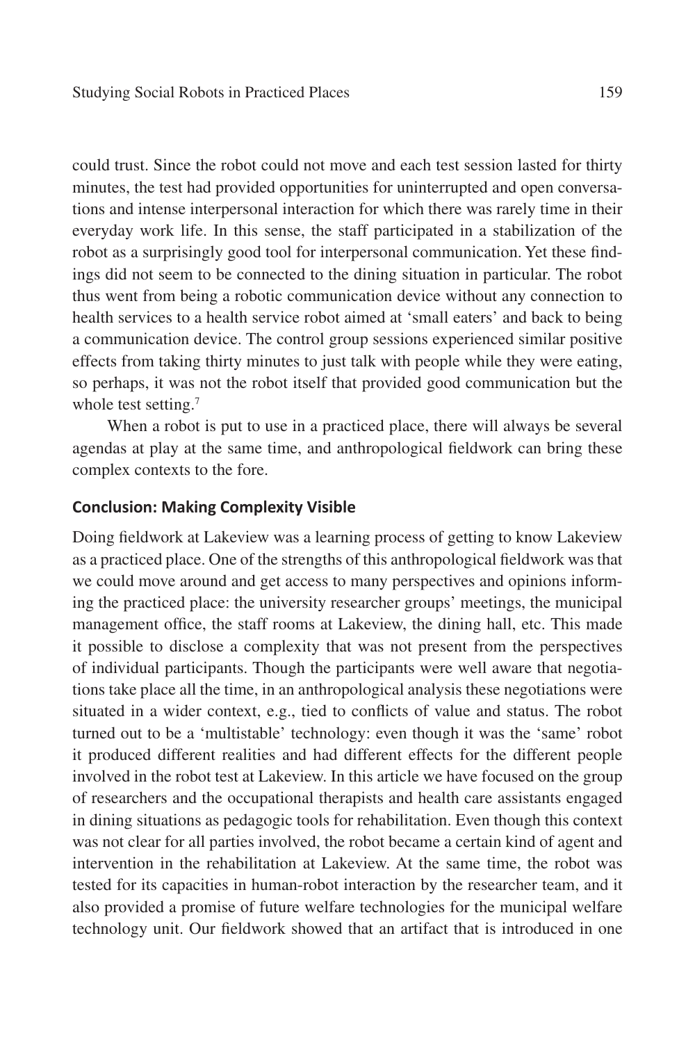could trust. Since the robot could not move and each test session lasted for thirty minutes, the test had provided opportunities for uninterrupted and open conversations and intense interpersonal interaction for which there was rarely time in their everyday work life. In this sense, the staff participated in a stabilization of the robot as a surprisingly good tool for interpersonal communication. Yet these findings did not seem to be connected to the dining situation in particular. The robot thus went from being a robotic communication device without any connection to health services to a health service robot aimed at 'small eaters' and back to being a communication device. The control group sessions experienced similar positive effects from taking thirty minutes to just talk with people while they were eating, so perhaps, it was not the robot itself that provided good communication but the whole test setting.[7]

When a robot is put to use in a practiced place, there will always be several agendas at play at the same time, and anthropological fieldwork can bring these complex contexts to the fore.

### Conclusion: Making Complexity Visible

Doing fieldwork at Lakeview was a learning process of getting to know Lakeview as a practiced place. One of the strengths of this anthropological fieldwork was that we could move around and get access to many perspectives and opinions informing the practiced place: the university researcher groups' meetings, the municipal management office, the staff rooms at Lakeview, the dining hall, etc. This made it possible to disclose a complexity that was not present from the perspectives of individual participants. Though the participants were well aware that negotiations take place all the time, in an anthropological analysis these negotiations were situated in a wider context, e.g., tied to conflicts of value and status. The robot turned out to be a 'multistable' technology: even though it was the 'same' robot it produced different realities and had different effects for the different people involved in the robot test at Lakeview. In this article we have focused on the group of researchers and the occupational therapists and health care assistants engaged in dining situations as pedagogic tools for rehabilitation. Even though this context was not clear for all parties involved, the robot became a certain kind of agent and intervention in the rehabilitation at Lakeview. At the same time, the robot was tested for its capacities in human-robot interaction by the researcher team, and it also provided a promise of future welfare technologies for the municipal welfare technology unit. Our fieldwork showed that an artifact that is introduced in one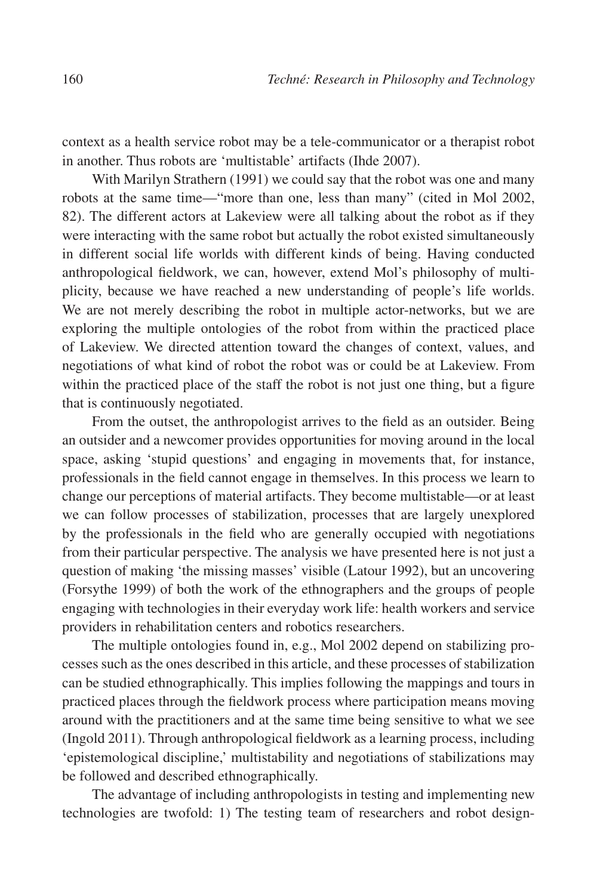context as a health service robot may be a tele-communicator or a therapist robot in another. Thus robots are 'multistable' artifacts (Ihde 2007).

With Marilyn Strathern (1991) we could say that the robot was one and many robots at the same time—"more than one, less than many" (cited in Mol 2002, 82). The different actors at Lakeview were all talking about the robot as if they were interacting with the same robot but actually the robot existed simultaneously in different social life worlds with different kinds of being. Having conducted anthropological fieldwork, we can, however, extend Mol's philosophy of multiplicity, because we have reached a new understanding of people's life worlds. We are not merely describing the robot in multiple actor-networks, but we are exploring the multiple ontologies of the robot from within the practiced place of Lakeview. We directed attention toward the changes of context, values, and negotiations of what kind of robot the robot was or could be at Lakeview. From within the practiced place of the staff the robot is not just one thing, but a figure that is continuously negotiated.

From the outset, the anthropologist arrives to the field as an outsider. Being an outsider and a newcomer provides opportunities for moving around in the local space, asking 'stupid questions' and engaging in movements that, for instance, professionals in the field cannot engage in themselves. In this process we learn to change our perceptions of material artifacts. They become multistable—or at least we can follow processes of stabilization, processes that are largely unexplored by the professionals in the field who are generally occupied with negotiations from their particular perspective. The analysis we have presented here is not just a question of making 'the missing masses' visible (Latour 1992), but an uncovering (Forsythe 1999) of both the work of the ethnographers and the groups of people engaging with technologies in their everyday work life: health workers and service providers in rehabilitation centers and robotics researchers.

The multiple ontologies found in, e.g., Mol 2002 depend on stabilizing processes such as the ones described in this article, and these processes of stabilization can be studied ethnographically. This implies following the mappings and tours in practiced places through the fieldwork process where participation means moving around with the practitioners and at the same time being sensitive to what we see (Ingold 2011). Through anthropological fieldwork as a learning process, including 'epistemological discipline,' multistability and negotiations of stabilizations may be followed and described ethnographically.

The advantage of including anthropologists in testing and implementing new technologies are twofold: 1) The testing team of researchers and robot design-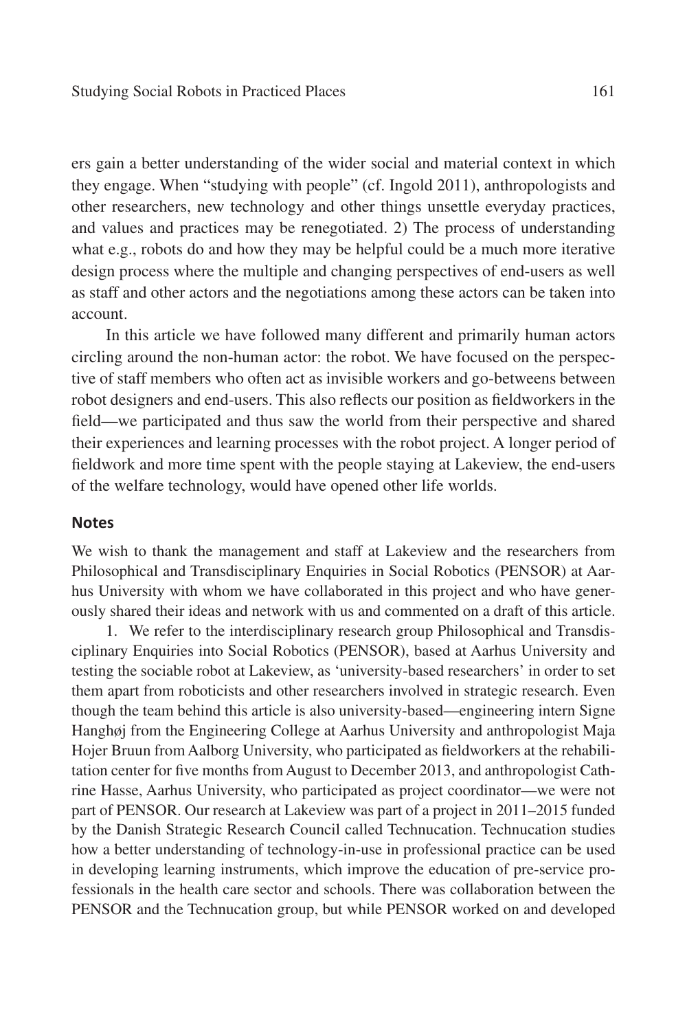ers gain a better understanding of the wider social and material context in which they engage. When "studying with people" (cf. Ingold 2011), anthropologists and other researchers, new technology and other things unsettle everyday practices, and values and practices may be renegotiated. 2) The process of understanding what e.g., robots do and how they may be helpful could be a much more iterative design process where the multiple and changing perspectives of end-users as well as staff and other actors and the negotiations among these actors can be taken into account.

In this article we have followed many different and primarily human actors circling around the non-human actor: the robot. We have focused on the perspective of staff members who often act as invisible workers and go-betweens between robot designers and end-users. This also reflects our position as fieldworkers in the field—we participated and thus saw the world from their perspective and shared their experiences and learning processes with the robot project. A longer period of fieldwork and more time spent with the people staying at Lakeview, the end-users of the welfare technology, would have opened other life worlds.

## Notes

We wish to thank the management and staff at Lakeview and the researchers from Philosophical and Transdisciplinary Enquiries in Social Robotics (PENSOR) at Aarhus University with whom we have collaborated in this project and who have generously shared their ideas and network with us and commented on a draft of this article.

1. We refer to the interdisciplinary research group Philosophical and Transdisciplinary Enquiries into Social Robotics (PENSOR), based at Aarhus University and testing the sociable robot at Lakeview, as 'university-based researchers' in order to set them apart from roboticists and other researchers involved in strategic research. Even though the team behind this article is also university-based—engineering intern Signe Hanghøj from the Engineering College at Aarhus University and anthropologist Maja Hojer Bruun from Aalborg University, who participated as fieldworkers at the rehabilitation center for five months from August to December 2013, and anthropologist Cathrine Hasse, Aarhus University, who participated as project coordinator—we were not part of PENSOR. Our research at Lakeview was part of a project in 2011–2015 funded by the Danish Strategic Research Council called Technucation. Technucation studies how a better understanding of technology-in-use in professional practice can be used in developing learning instruments, which improve the education of pre-service professionals in the health care sector and schools. There was collaboration between the PENSOR and the Technucation group, but while PENSOR worked on and developed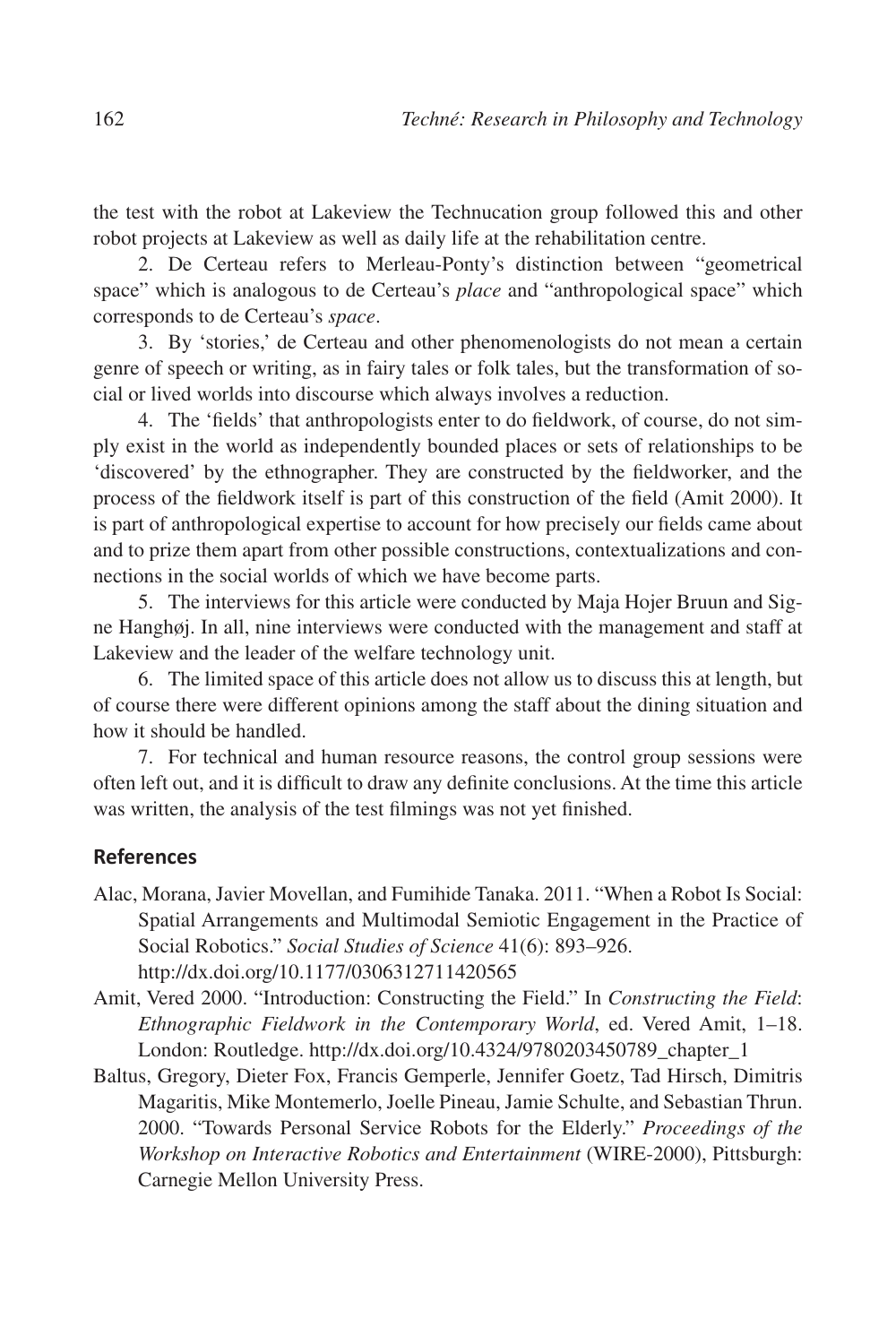the test with the robot at Lakeview the Technucation group followed this and other robot projects at Lakeview as well as daily life at the rehabilitation centre.

2. De Certeau refers to Merleau-Ponty's distinction between "geometrical space" which is analogous to de Certeau's *place* and "anthropological space" which corresponds to de Certeau's *space*.

3. By 'stories,' de Certeau and other phenomenologists do not mean a certain genre of speech or writing, as in fairy tales or folk tales, but the transformation of social or lived worlds into discourse which always involves a reduction.

4. The 'fields' that anthropologists enter to do fieldwork, of course, do not simply exist in the world as independently bounded places or sets of relationships to be 'discovered' by the ethnographer. They are constructed by the fieldworker, and the process of the fieldwork itself is part of this construction of the field (Amit 2000). It is part of anthropological expertise to account for how precisely our fields came about and to prize them apart from other possible constructions, contextualizations and connections in the social worlds of which we have become parts.

5. The interviews for this article were conducted by Maja Hojer Bruun and Signe Hanghøj. In all, nine interviews were conducted with the management and staff at Lakeview and the leader of the welfare technology unit.

6. The limited space of this article does not allow us to discuss this at length, but of course there were different opinions among the staff about the dining situation and how it should be handled.

7. For technical and human resource reasons, the control group sessions were often left out, and it is difficult to draw any definite conclusions. At the time this article was written, the analysis of the test filmings was not yet finished.

## References

Alac, Morana, Javier Movellan, and Fumihide Tanaka. 2011. "When a Robot Is Social: Spatial Arrangements and Multimodal Semiotic Engagement in the Practice of Social Robotics." *Social Studies of Science* 41(6): 893–926. http://dx.doi.org/10.1177/0306312711420565

Amit, Vered 2000. "Introduction: Constructing the Field." In *Constructing the Field*: *Ethnographic Fieldwork in the Contemporary World*, ed. Vered Amit, 1–18. London: Routledge. http://dx.doi.org/10.4324/9780203450789_chapter_1

Baltus, Gregory, Dieter Fox, Francis Gemperle, Jennifer Goetz, Tad Hirsch, Dimitris Magaritis, Mike Montemerlo, Joelle Pineau, Jamie Schulte, and Sebastian Thrun. 2000. "Towards Personal Service Robots for the Elderly." *Proceedings of the Workshop on Interactive Robotics and Entertainment* (WIRE-2000), Pittsburgh: Carnegie Mellon University Press.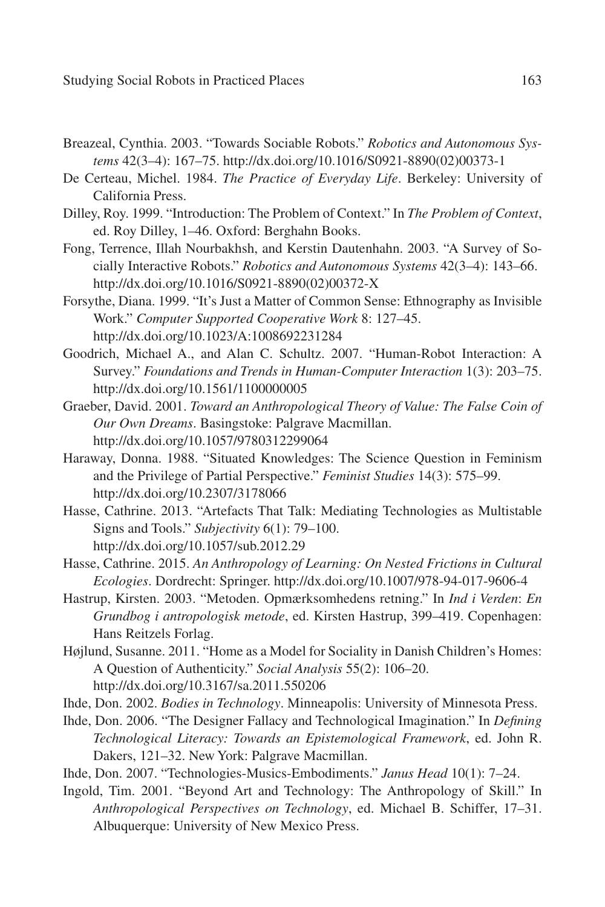Breazeal, Cynthia. 2003. "Towards Sociable Robots." *Robotics and Autonomous Systems* 42(3–4): 167–75. http://dx.doi.org/10.1016/S0921-8890(02)00373-1

De Certeau, Michel. 1984. *The Practice of Everyday Life*. Berkeley: University of California Press.

Dilley, Roy. 1999. "Introduction: The Problem of Context." In *The Problem of Context*, ed. Roy Dilley, 1–46. Oxford: Berghahn Books.

Fong, Terrence, Illah Nourbakhsh, and Kerstin Dautenhahn. 2003. "A Survey of Socially Interactive Robots." *Robotics and Autonomous Systems* 42(3–4): 143–66. http://dx.doi.org/10.1016/S0921-8890(02)00372-X

Forsythe, Diana. 1999. "It's Just a Matter of Common Sense: Ethnography as Invisible Work." *Computer Supported Cooperative Work* 8: 127–45. http://dx.doi.org/10.1023/A:1008692231284

Goodrich, Michael A., and Alan C. Schultz. 2007. "Human-Robot Interaction: A Survey." *Foundations and Trends in Human-Computer Interaction* 1(3): 203–75. http://dx.doi.org/10.1561/1100000005

Graeber, David. 2001. *Toward an Anthropological Theory of Value: The False Coin of Our Own Dreams*. Basingstoke: Palgrave Macmillan. http://dx.doi.org/10.1057/9780312299064

Haraway, Donna. 1988. "Situated Knowledges: The Science Question in Feminism and the Privilege of Partial Perspective." *Feminist Studies* 14(3): 575–99. http://dx.doi.org/10.2307/3178066

Hasse, Cathrine. 2013. "Artefacts That Talk: Mediating Technologies as Multistable Signs and Tools." *Subjectivity* 6(1): 79–100. http://dx.doi.org/10.1057/sub.2012.29

Hasse, Cathrine. 2015. *An Anthropology of Learning: On Nested Frictions in Cultural Ecologies*. Dordrecht: Springer. http://dx.doi.org/10.1007/978-94-017-9606-4

Hastrup, Kirsten. 2003. "Metoden. Opmærksomhedens retning." In *Ind i Verden*: *En Grundbog i antropologisk metode*, ed. Kirsten Hastrup, 399–419. Copenhagen: Hans Reitzels Forlag.

Højlund, Susanne. 2011. "Home as a Model for Sociality in Danish Children's Homes: A Question of Authenticity." *Social Analysis* 55(2): 106–20. http://dx.doi.org/10.3167/sa.2011.550206

Ihde, Don. 2002. *Bodies in Technology*. Minneapolis: University of Minnesota Press.

Ihde, Don. 2006. "The Designer Fallacy and Technological Imagination." In *Defining Technological Literacy: Towards an Epistemological Framework*, ed. John R. Dakers, 121–32. New York: Palgrave Macmillan.

Ihde, Don. 2007. "Technologies-Musics-Embodiments." *Janus Head* 10(1): 7–24.

Ingold, Tim. 2001. "Beyond Art and Technology: The Anthropology of Skill." In *Anthropological Perspectives on Technology*, ed. Michael B. Schiffer, 17–31. Albuquerque: University of New Mexico Press.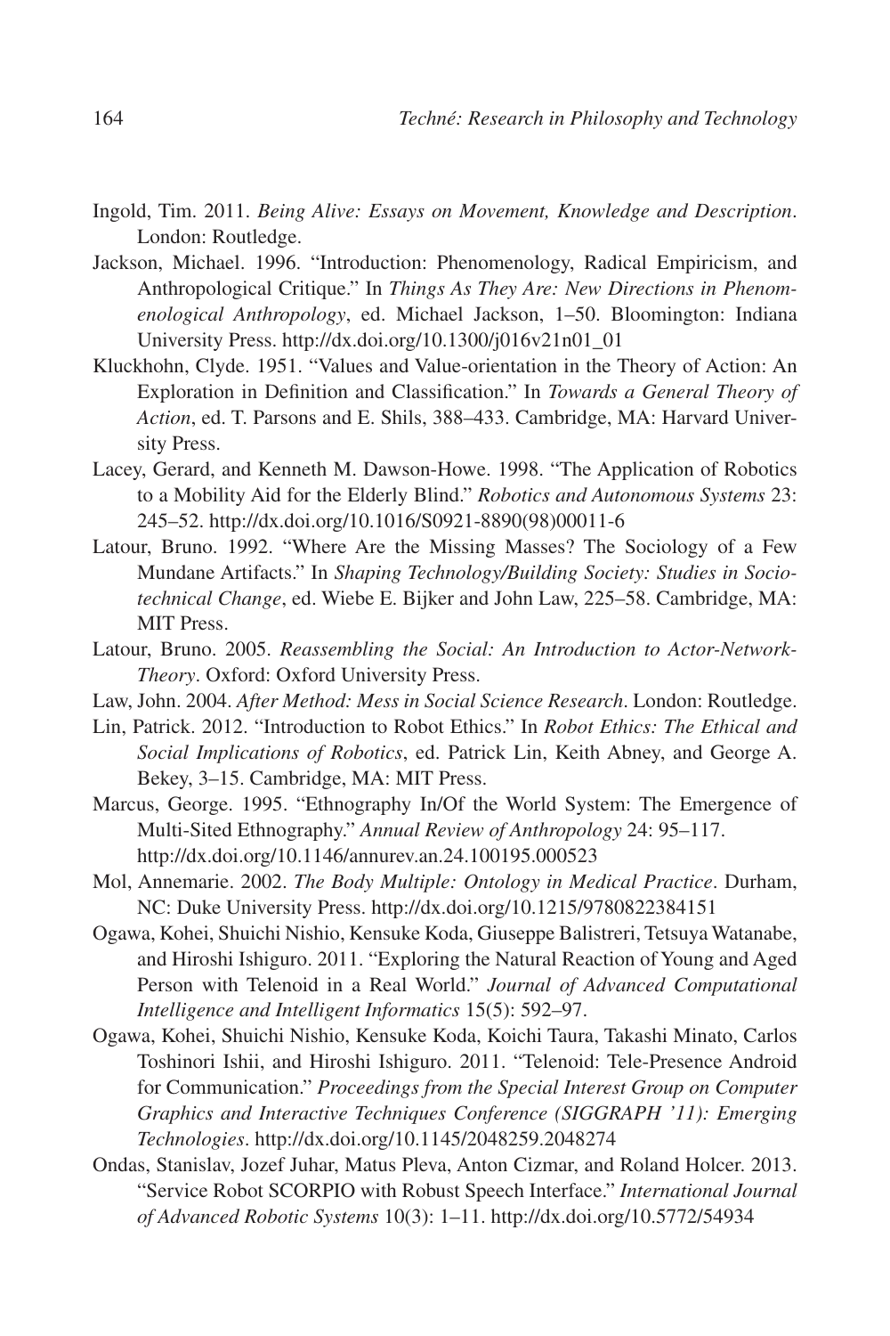Ingold, Tim. 2011. *Being Alive: Essays on Movement, Knowledge and Description*. London: Routledge.

Jackson, Michael. 1996. "Introduction: Phenomenology, Radical Empiricism, and Anthropological Critique." In *Things As They Are: New Directions in Phenomenological Anthropology*, ed. Michael Jackson, 1–50. Bloomington: Indiana University Press. http://dx.doi.org/10.1300/j016v21n01_01

Kluckhohn, Clyde. 1951. "Values and Value-orientation in the Theory of Action: An Exploration in Definition and Classification." In *Towards a General Theory of Action*, ed. T. Parsons and E. Shils, 388–433. Cambridge, MA: Harvard University Press.

Lacey, Gerard, and Kenneth M. Dawson-Howe. 1998. "The Application of Robotics to a Mobility Aid for the Elderly Blind." *Robotics and Autonomous Systems* 23: 245–52. http://dx.doi.org/10.1016/S0921-8890(98)00011-6

Latour, Bruno. 1992. "Where Are the Missing Masses? The Sociology of a Few Mundane Artifacts." In *Shaping Technology/Building Society: Studies in Sociotechnical Change*, ed. Wiebe E. Bijker and John Law, 225–58. Cambridge, MA: MIT Press.

Latour, Bruno. 2005. *Reassembling the Social: An Introduction to Actor-Network-Theory*. Oxford: Oxford University Press.

Law, John. 2004. *After Method: Mess in Social Science Research*. London: Routledge.

Lin, Patrick. 2012. "Introduction to Robot Ethics." In *Robot Ethics: The Ethical and Social Implications of Robotics*, ed. Patrick Lin, Keith Abney, and George A. Bekey, 3–15. Cambridge, MA: MIT Press.

Marcus, George. 1995. "Ethnography In/Of the World System: The Emergence of Multi-Sited Ethnography." *Annual Review of Anthropology* 24: 95–117. http://dx.doi.org/10.1146/annurev.an.24.100195.000523

Mol, Annemarie. 2002. *The Body Multiple: Ontology in Medical Practice*. Durham, NC: Duke University Press. http://dx.doi.org/10.1215/9780822384151

Ogawa, Kohei, Shuichi Nishio, Kensuke Koda, Giuseppe Balistreri, Tetsuya Watanabe, and Hiroshi Ishiguro. 2011. "Exploring the Natural Reaction of Young and Aged Person with Telenoid in a Real World." *Journal of Advanced Computational Intelligence and Intelligent Informatics* 15(5): 592–97.

Ogawa, Kohei, Shuichi Nishio, Kensuke Koda, Koichi Taura, Takashi Minato, Carlos Toshinori Ishii, and Hiroshi Ishiguro. 2011. "Telenoid: Tele-Presence Android for Communication." *Proceedings from the Special Interest Group on Computer Graphics and Interactive Techniques Conference (SIGGRAPH '11): Emerging Technologies*. http://dx.doi.org/10.1145/2048259.2048274

Ondas, Stanislav, Jozef Juhar, Matus Pleva, Anton Cizmar, and Roland Holcer. 2013. "Service Robot SCORPIO with Robust Speech Interface." *International Journal of Advanced Robotic Systems* 10(3): 1–11. http://dx.doi.org/10.5772/54934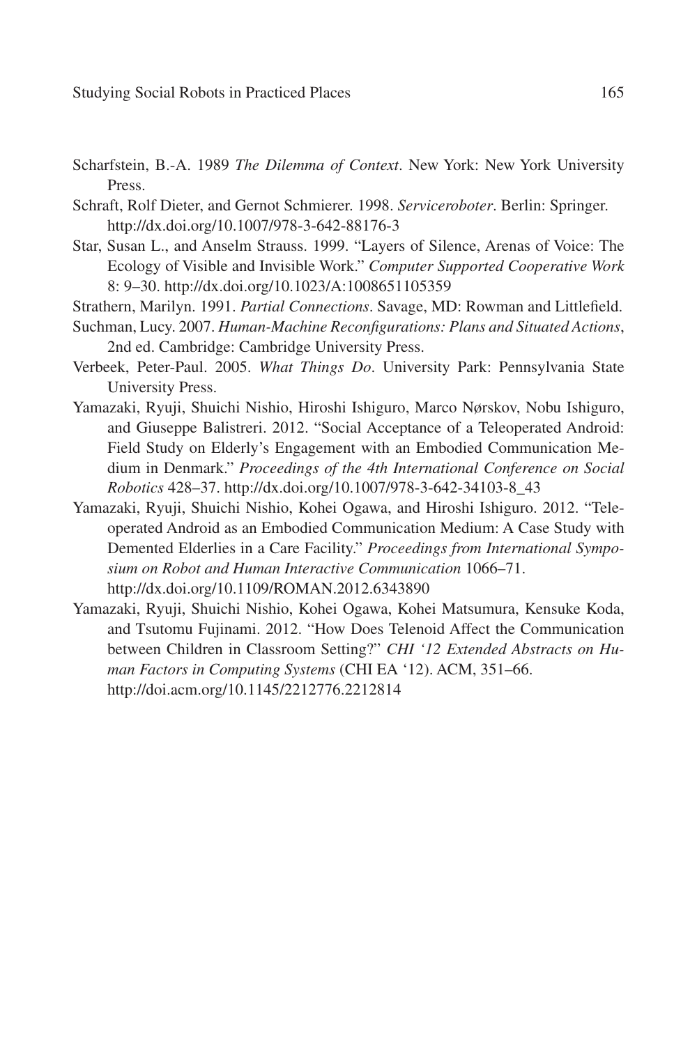Scharfstein, B.-A. 1989 *The Dilemma of Context*. New York: New York University Press.

Schraft, Rolf Dieter, and Gernot Schmierer. 1998. *Serviceroboter*. Berlin: Springer. http://dx.doi.org/10.1007/978-3-642-88176-3

Star, Susan L., and Anselm Strauss. 1999. "Layers of Silence, Arenas of Voice: The Ecology of Visible and Invisible Work." *Computer Supported Cooperative Work* 8: 9–30. http://dx.doi.org/10.1023/A:1008651105359

Strathern, Marilyn. 1991. *Partial Connections*. Savage, MD: Rowman and Littlefield.

Suchman, Lucy. 2007. *Human-Machine Reconfigurations: Plans and Situated Actions*, 2nd ed. Cambridge: Cambridge University Press.

Verbeek, Peter-Paul. 2005. *What Things Do*. University Park: Pennsylvania State University Press.

Yamazaki, Ryuji, Shuichi Nishio, Hiroshi Ishiguro, Marco Nørskov, Nobu Ishiguro, and Giuseppe Balistreri. 2012. "Social Acceptance of a Teleoperated Android: Field Study on Elderly's Engagement with an Embodied Communication Medium in Denmark." *Proceedings of the 4th International Conference on Social Robotics* 428–37. http://dx.doi.org/10.1007/978-3-642-34103-8_43

Yamazaki, Ryuji, Shuichi Nishio, Kohei Ogawa, and Hiroshi Ishiguro. 2012. "Teleoperated Android as an Embodied Communication Medium: A Case Study with Demented Elderlies in a Care Facility." *Proceedings from International Symposium on Robot and Human Interactive Communication* 1066–71. http://dx.doi.org/10.1109/ROMAN.2012.6343890

Yamazaki, Ryuji, Shuichi Nishio, Kohei Ogawa, Kohei Matsumura, Kensuke Koda, and Tsutomu Fujinami. 2012. "How Does Telenoid Affect the Communication between Children in Classroom Setting?" *CHI '12 Extended Abstracts on Human Factors in Computing Systems* (CHI EA '12). ACM, 351–66. http://doi.acm.org/10.1145/2212776.2212814